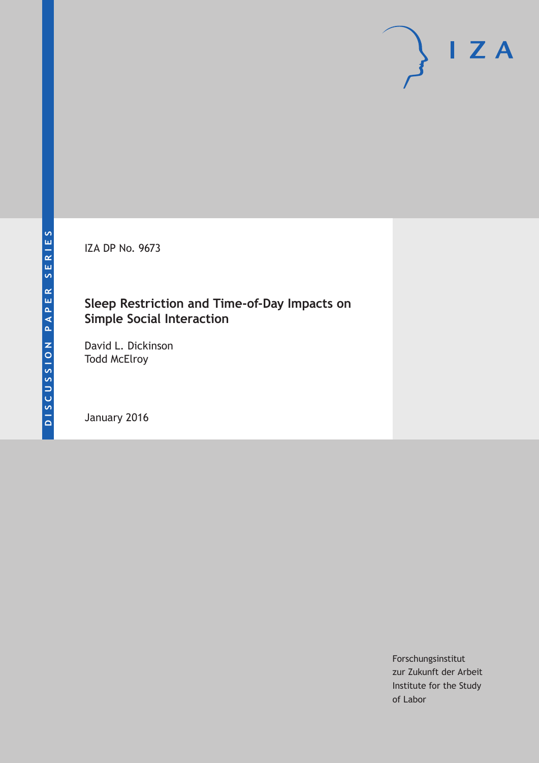DISCUSSION PAPER SERIES

IZA DP No. 9673

# Sleep Restriction and Time-of-Day Impacts on Simple Social Interaction

David L. Dickinson
Todd McElroy

January 2016

IZA

Forschungsinstitut
zur Zukunft der Arbeit
Institute for the Study
of Labor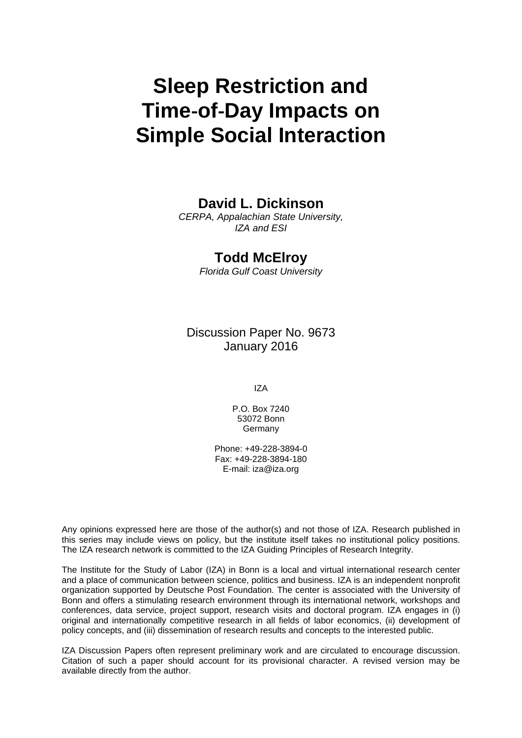# Sleep Restriction and Time-of-Day Impacts on Simple Social Interaction

**David L. Dickinson**

*CERPA, Appalachian State University, IZA and ESI*

**Todd McElroy**

*Florida Gulf Coast University*

Discussion Paper No. 9673
January 2016

IZA

P.O. Box 7240
53072 Bonn
Germany

Phone: +49-228-3894-0
Fax: +49-228-3894-180
E-mail: iza@iza.org

Any opinions expressed here are those of the author(s) and not those of IZA. Research published in this series may include views on policy, but the institute itself takes no institutional policy positions. The IZA research network is committed to the IZA Guiding Principles of Research Integrity.

The Institute for the Study of Labor (IZA) in Bonn is a local and virtual international research center and a place of communication between science, politics and business. IZA is an independent nonprofit organization supported by Deutsche Post Foundation. The center is associated with the University of Bonn and offers a stimulating research environment through its international network, workshops and conferences, data service, project support, research visits and doctoral program. IZA engages in (i) original and internationally competitive research in all fields of labor economics, (ii) development of policy concepts, and (iii) dissemination of research results and concepts to the interested public.

IZA Discussion Papers often represent preliminary work and are circulated to encourage discussion. Citation of such a paper should account for its provisional character. A revised version may be available directly from the author.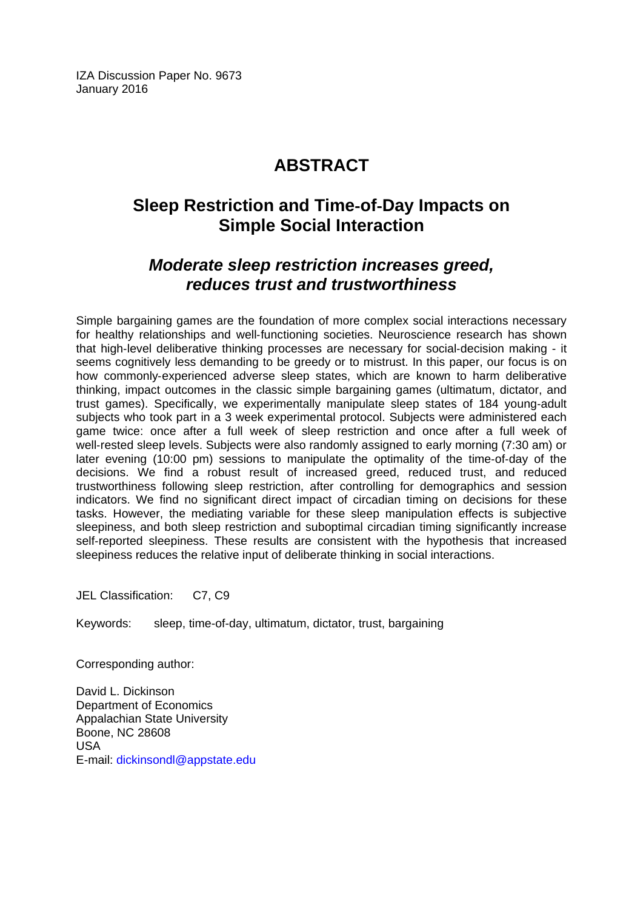IZA Discussion Paper No. 9673
January 2016

# ABSTRACT

## Sleep Restriction and Time-of-Day Impacts on Simple Social Interaction

### *Moderate sleep restriction increases greed, reduces trust and trustworthiness*

Simple bargaining games are the foundation of more complex social interactions necessary for healthy relationships and well-functioning societies. Neuroscience research has shown that high-level deliberative thinking processes are necessary for social-decision making - it seems cognitively less demanding to be greedy or to mistrust. In this paper, our focus is on how commonly-experienced adverse sleep states, which are known to harm deliberative thinking, impact outcomes in the classic simple bargaining games (ultimatum, dictator, and trust games). Specifically, we experimentally manipulate sleep states of 184 young-adult subjects who took part in a 3 week experimental protocol. Subjects were administered each game twice: once after a full week of sleep restriction and once after a full week of well-rested sleep levels. Subjects were also randomly assigned to early morning (7:30 am) or later evening (10:00 pm) sessions to manipulate the optimality of the time-of-day of the decisions. We find a robust result of increased greed, reduced trust, and reduced trustworthiness following sleep restriction, after controlling for demographics and session indicators. We find no significant direct impact of circadian timing on decisions for these tasks. However, the mediating variable for these sleep manipulation effects is subjective sleepiness, and both sleep restriction and suboptimal circadian timing significantly increase self-reported sleepiness. These results are consistent with the hypothesis that increased sleepiness reduces the relative input of deliberate thinking in social interactions.

JEL Classification: C7, C9

Keywords: sleep, time-of-day, ultimatum, dictator, trust, bargaining

Corresponding author:

David L. Dickinson
Department of Economics
Appalachian State University
Boone, NC 28608
USA
E-mail: dickinsondl@appstate.edu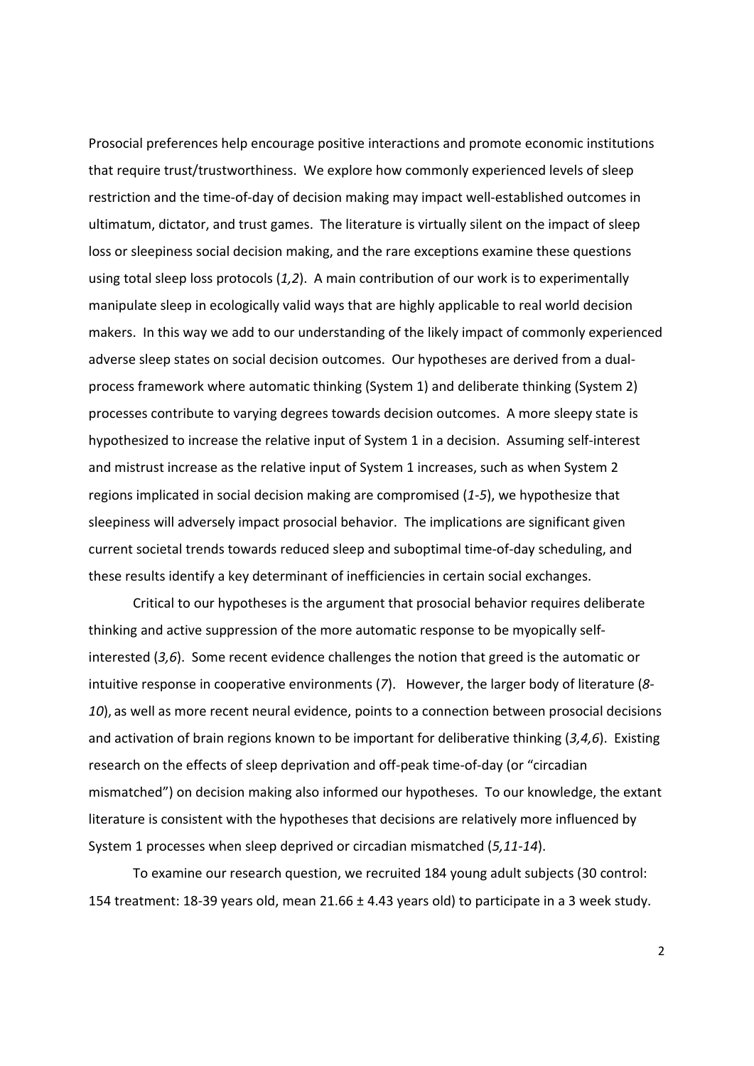Prosocial preferences help encourage positive interactions and promote economic institutions that require trust/trustworthiness. We explore how commonly experienced levels of sleep restriction and the time-of-day of decision making may impact well-established outcomes in ultimatum, dictator, and trust games. The literature is virtually silent on the impact of sleep loss or sleepiness social decision making, and the rare exceptions examine these questions using total sleep loss protocols (*1,2*). A main contribution of our work is to experimentally manipulate sleep in ecologically valid ways that are highly applicable to real world decision makers. In this way we add to our understanding of the likely impact of commonly experienced adverse sleep states on social decision outcomes. Our hypotheses are derived from a dual-process framework where automatic thinking (System 1) and deliberate thinking (System 2) processes contribute to varying degrees towards decision outcomes. A more sleepy state is hypothesized to increase the relative input of System 1 in a decision. Assuming self-interest and mistrust increase as the relative input of System 1 increases, such as when System 2 regions implicated in social decision making are compromised (*1-5*), we hypothesize that sleepiness will adversely impact prosocial behavior. The implications are significant given current societal trends towards reduced sleep and suboptimal time-of-day scheduling, and these results identify a key determinant of inefficiencies in certain social exchanges.

Critical to our hypotheses is the argument that prosocial behavior requires deliberate thinking and active suppression of the more automatic response to be myopically self-interested (*3,6*). Some recent evidence challenges the notion that greed is the automatic or intuitive response in cooperative environments (*7*). However, the larger body of literature (*8-10*), as well as more recent neural evidence, points to a connection between prosocial decisions and activation of brain regions known to be important for deliberative thinking (*3,4,6*). Existing research on the effects of sleep deprivation and off-peak time-of-day (or "circadian mismatched") on decision making also informed our hypotheses. To our knowledge, the extant literature is consistent with the hypotheses that decisions are relatively more influenced by System 1 processes when sleep deprived or circadian mismatched (*5,11-14*).

To examine our research question, we recruited 184 young adult subjects (30 control: 154 treatment: 18-39 years old, mean 21.66 ± 4.43 years old) to participate in a 3 week study.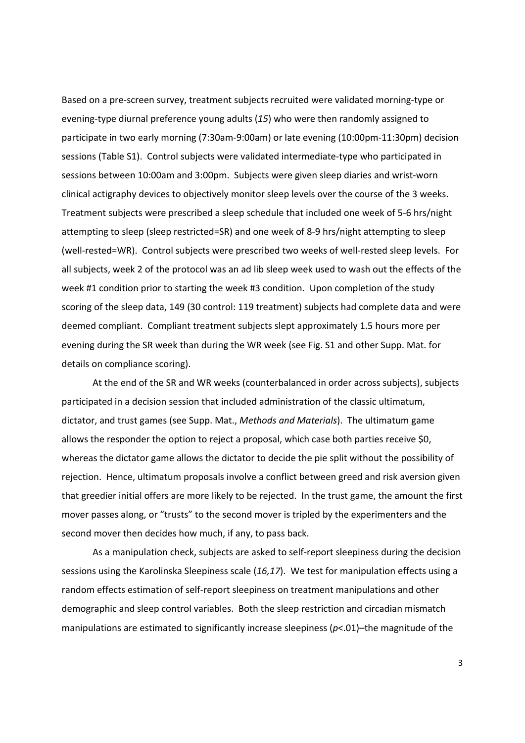Based on a pre-screen survey, treatment subjects recruited were validated morning-type or evening-type diurnal preference young adults (*15*) who were then randomly assigned to participate in two early morning (7:30am-9:00am) or late evening (10:00pm-11:30pm) decision sessions (Table S1). Control subjects were validated intermediate-type who participated in sessions between 10:00am and 3:00pm. Subjects were given sleep diaries and wrist-worn clinical actigraphy devices to objectively monitor sleep levels over the course of the 3 weeks. Treatment subjects were prescribed a sleep schedule that included one week of 5-6 hrs/night attempting to sleep (sleep restricted=SR) and one week of 8-9 hrs/night attempting to sleep (well-rested=WR). Control subjects were prescribed two weeks of well-rested sleep levels. For all subjects, week 2 of the protocol was an ad lib sleep week used to wash out the effects of the week #1 condition prior to starting the week #3 condition. Upon completion of the study scoring of the sleep data, 149 (30 control: 119 treatment) subjects had complete data and were deemed compliant. Compliant treatment subjects slept approximately 1.5 hours more per evening during the SR week than during the WR week (see Fig. S1 and other Supp. Mat. for details on compliance scoring).

At the end of the SR and WR weeks (counterbalanced in order across subjects), subjects participated in a decision session that included administration of the classic ultimatum, dictator, and trust games (see Supp. Mat., *Methods and Materials*). The ultimatum game allows the responder the option to reject a proposal, which case both parties receive \$0, whereas the dictator game allows the dictator to decide the pie split without the possibility of rejection. Hence, ultimatum proposals involve a conflict between greed and risk aversion given that greedier initial offers are more likely to be rejected. In the trust game, the amount the first mover passes along, or "trusts" to the second mover is tripled by the experimenters and the second mover then decides how much, if any, to pass back.

As a manipulation check, subjects are asked to self-report sleepiness during the decision sessions using the Karolinska Sleepiness scale (*16,17*). We test for manipulation effects using a random effects estimation of self-report sleepiness on treatment manipulations and other demographic and sleep control variables. Both the sleep restriction and circadian mismatch manipulations are estimated to significantly increase sleepiness ($p$<.01)–the magnitude of the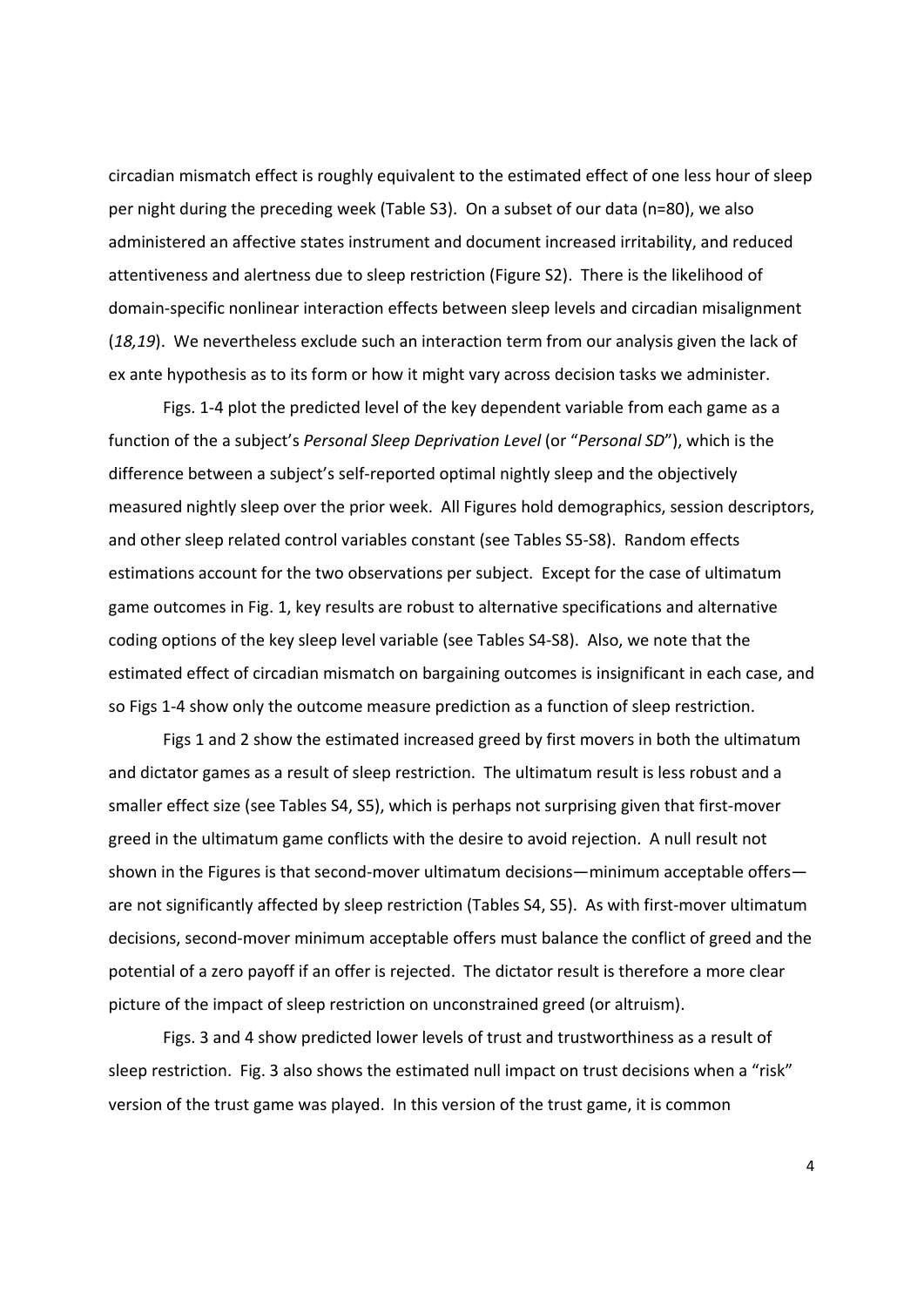circadian mismatch effect is roughly equivalent to the estimated effect of one less hour of sleep per night during the preceding week (Table S3). On a subset of our data (n=80), we also administered an affective states instrument and document increased irritability, and reduced attentiveness and alertness due to sleep restriction (Figure S2). There is the likelihood of domain-specific nonlinear interaction effects between sleep levels and circadian misalignment (*18,19*). We nevertheless exclude such an interaction term from our analysis given the lack of ex ante hypothesis as to its form or how it might vary across decision tasks we administer.

Figs. 1-4 plot the predicted level of the key dependent variable from each game as a function of the a subject's *Personal Sleep Deprivation Level* (or "*Personal SD*"), which is the difference between a subject's self-reported optimal nightly sleep and the objectively measured nightly sleep over the prior week. All Figures hold demographics, session descriptors, and other sleep related control variables constant (see Tables S5-S8). Random effects estimations account for the two observations per subject. Except for the case of ultimatum game outcomes in Fig. 1, key results are robust to alternative specifications and alternative coding options of the key sleep level variable (see Tables S4-S8). Also, we note that the estimated effect of circadian mismatch on bargaining outcomes is insignificant in each case, and so Figs 1-4 show only the outcome measure prediction as a function of sleep restriction.

Figs 1 and 2 show the estimated increased greed by first movers in both the ultimatum and dictator games as a result of sleep restriction. The ultimatum result is less robust and a smaller effect size (see Tables S4, S5), which is perhaps not surprising given that first-mover greed in the ultimatum game conflicts with the desire to avoid rejection. A null result not shown in the Figures is that second-mover ultimatum decisions—minimum acceptable offers—are not significantly affected by sleep restriction (Tables S4, S5). As with first-mover ultimatum decisions, second-mover minimum acceptable offers must balance the conflict of greed and the potential of a zero payoff if an offer is rejected. The dictator result is therefore a more clear picture of the impact of sleep restriction on unconstrained greed (or altruism).

Figs. 3 and 4 show predicted lower levels of trust and trustworthiness as a result of sleep restriction. Fig. 3 also shows the estimated null impact on trust decisions when a "risk" version of the trust game was played. In this version of the trust game, it is common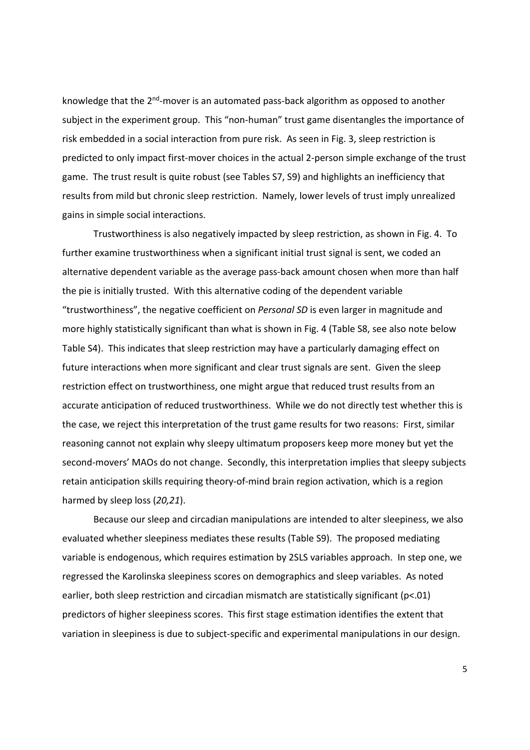knowledge that the 2nd-mover is an automated pass-back algorithm as opposed to another subject in the experiment group. This "non-human" trust game disentangles the importance of risk embedded in a social interaction from pure risk. As seen in Fig. 3, sleep restriction is predicted to only impact first-mover choices in the actual 2-person simple exchange of the trust game. The trust result is quite robust (see Tables S7, S9) and highlights an inefficiency that results from mild but chronic sleep restriction. Namely, lower levels of trust imply unrealized gains in simple social interactions.

Trustworthiness is also negatively impacted by sleep restriction, as shown in Fig. 4. To further examine trustworthiness when a significant initial trust signal is sent, we coded an alternative dependent variable as the average pass-back amount chosen when more than half the pie is initially trusted. With this alternative coding of the dependent variable "trustworthiness", the negative coefficient on *Personal SD* is even larger in magnitude and more highly statistically significant than what is shown in Fig. 4 (Table S8, see also note below Table S4). This indicates that sleep restriction may have a particularly damaging effect on future interactions when more significant and clear trust signals are sent. Given the sleep restriction effect on trustworthiness, one might argue that reduced trust results from an accurate anticipation of reduced trustworthiness. While we do not directly test whether this is the case, we reject this interpretation of the trust game results for two reasons: First, similar reasoning cannot not explain why sleepy ultimatum proposers keep more money but yet the second-movers' MAOs do not change. Secondly, this interpretation implies that sleepy subjects retain anticipation skills requiring theory-of-mind brain region activation, which is a region harmed by sleep loss (*20,21*).

Because our sleep and circadian manipulations are intended to alter sleepiness, we also evaluated whether sleepiness mediates these results (Table S9). The proposed mediating variable is endogenous, which requires estimation by 2SLS variables approach. In step one, we regressed the Karolinska sleepiness scores on demographics and sleep variables. As noted earlier, both sleep restriction and circadian mismatch are statistically significant ($p<.01$) predictors of higher sleepiness scores. This first stage estimation identifies the extent that variation in sleepiness is due to subject-specific and experimental manipulations in our design.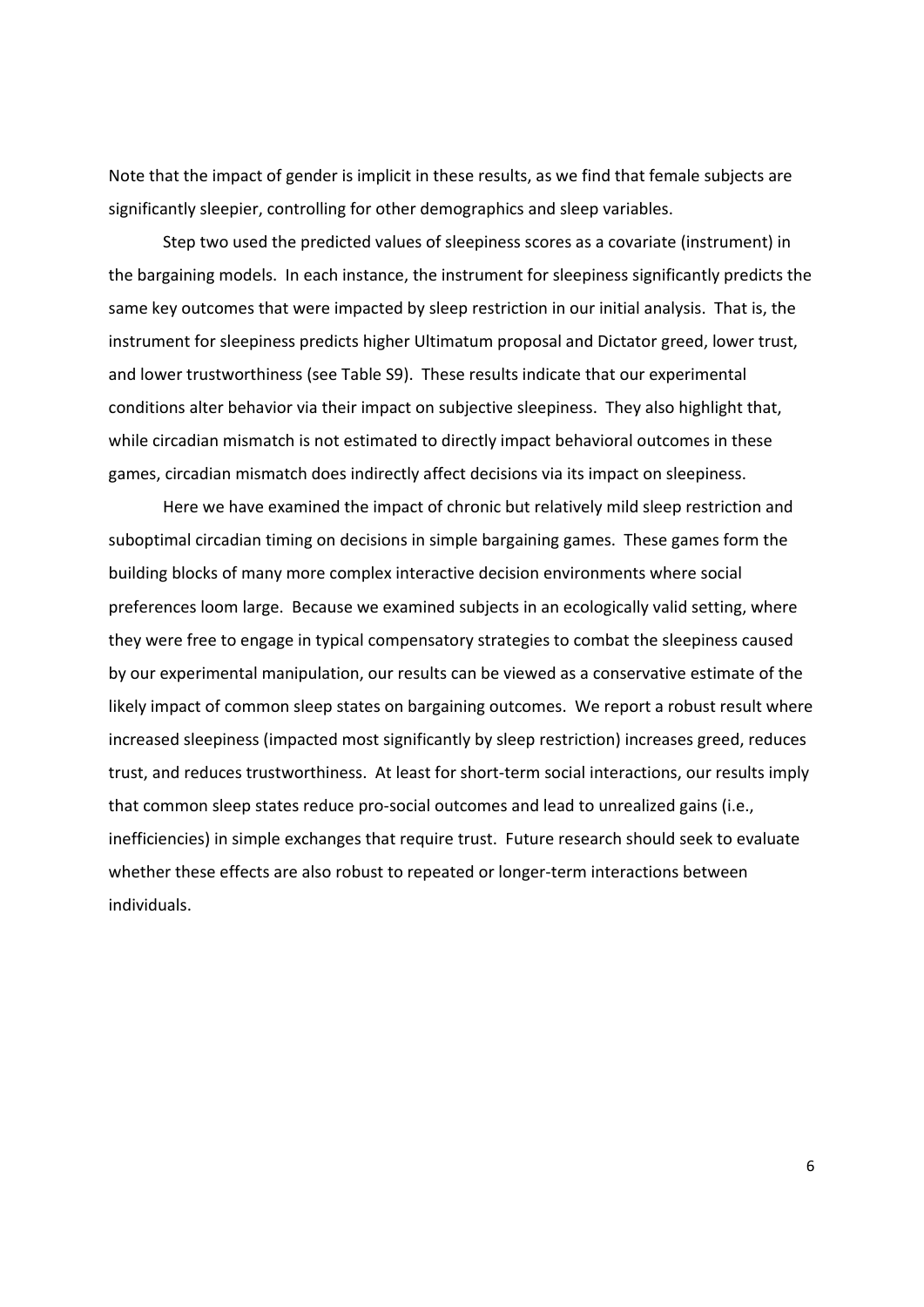Note that the impact of gender is implicit in these results, as we find that female subjects are significantly sleepier, controlling for other demographics and sleep variables.

Step two used the predicted values of sleepiness scores as a covariate (instrument) in the bargaining models. In each instance, the instrument for sleepiness significantly predicts the same key outcomes that were impacted by sleep restriction in our initial analysis. That is, the instrument for sleepiness predicts higher Ultimatum proposal and Dictator greed, lower trust, and lower trustworthiness (see Table S9). These results indicate that our experimental conditions alter behavior via their impact on subjective sleepiness. They also highlight that, while circadian mismatch is not estimated to directly impact behavioral outcomes in these games, circadian mismatch does indirectly affect decisions via its impact on sleepiness.

Here we have examined the impact of chronic but relatively mild sleep restriction and suboptimal circadian timing on decisions in simple bargaining games. These games form the building blocks of many more complex interactive decision environments where social preferences loom large. Because we examined subjects in an ecologically valid setting, where they were free to engage in typical compensatory strategies to combat the sleepiness caused by our experimental manipulation, our results can be viewed as a conservative estimate of the likely impact of common sleep states on bargaining outcomes. We report a robust result where increased sleepiness (impacted most significantly by sleep restriction) increases greed, reduces trust, and reduces trustworthiness. At least for short-term social interactions, our results imply that common sleep states reduce pro-social outcomes and lead to unrealized gains (i.e., inefficiencies) in simple exchanges that require trust. Future research should seek to evaluate whether these effects are also robust to repeated or longer-term interactions between individuals.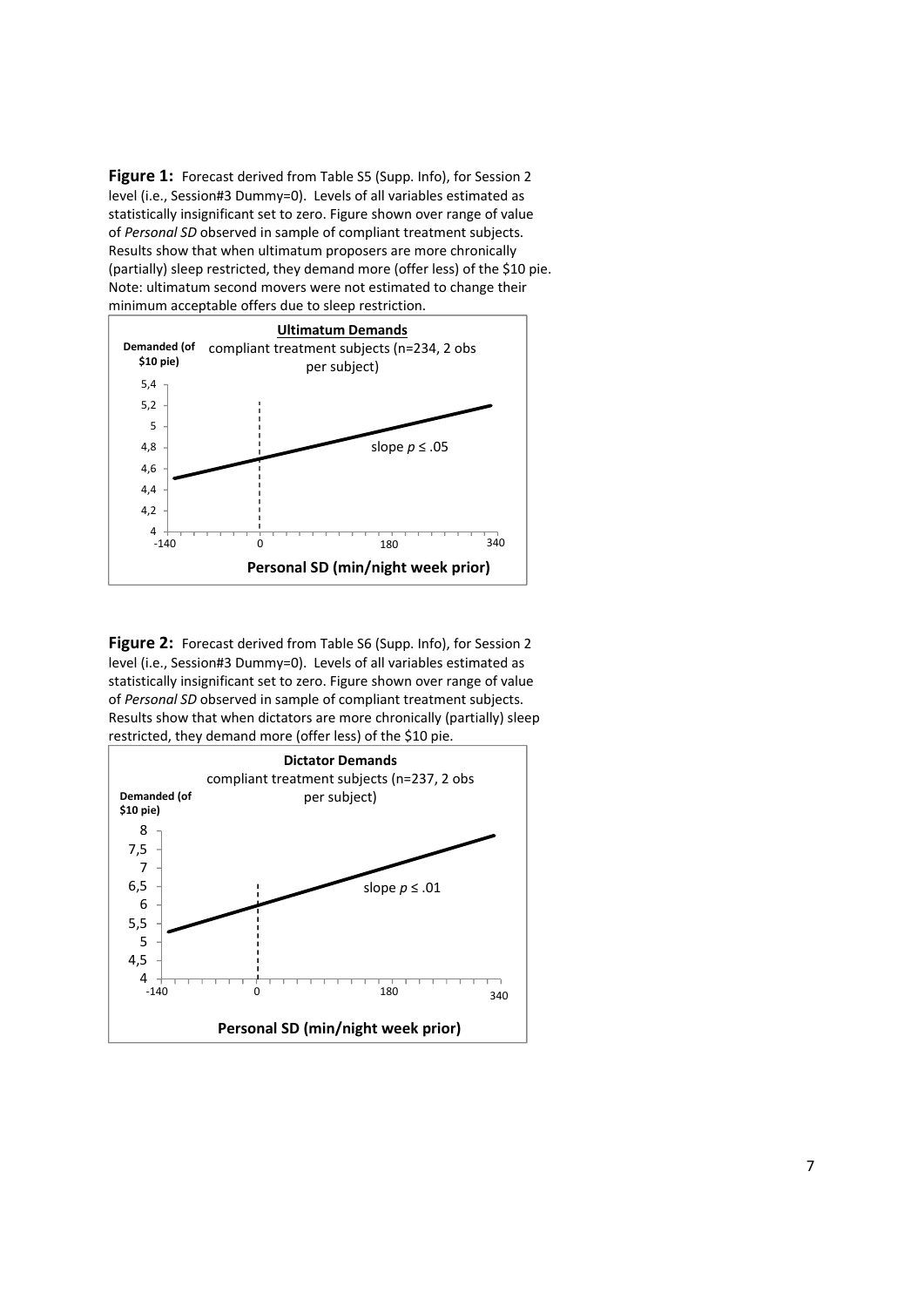**Figure 1:** Forecast derived from Table S5 (Supp. Info), for Session 2 level (i.e., Session#3 Dummy=0). Levels of all variables estimated as statistically insignificant set to zero. Figure shown over range of value of *Personal SD* observed in sample of compliant treatment subjects. Results show that when ultimatum proposers are more chronically (partially) sleep restricted, they demand more (offer less) of the $10 pie. Note: ultimatum second movers were not estimated to change their minimum acceptable offers due to sleep restriction.

**Ultimatum Demands**

compliant treatment subjects (n=234, 2 obs per subject)

Demanded (of $10 pie)

5,4
5,2
5
4,8
4,6
4,4
4,2
4

slope $p \leq .05$

-140 0 180 340

**Personal SD (min/night week prior)**

**Figure 2:** Forecast derived from Table S6 (Supp. Info), for Session 2 level (i.e., Session#3 Dummy=0). Levels of all variables estimated as statistically insignificant set to zero. Figure shown over range of value of *Personal SD* observed in sample of compliant treatment subjects. Results show that when dictators are more chronically (partially) sleep restricted, they demand more (offer less) of the $10 pie.

**Dictator Demands**

compliant treatment subjects (n=237, 2 obs per subject)

Demanded (of $10 pie)

8
7,5
7
6,5
6
5,5
5
4,5
4

slope $p \leq .01$

-140 0 180 340

**Personal SD (min/night week prior)**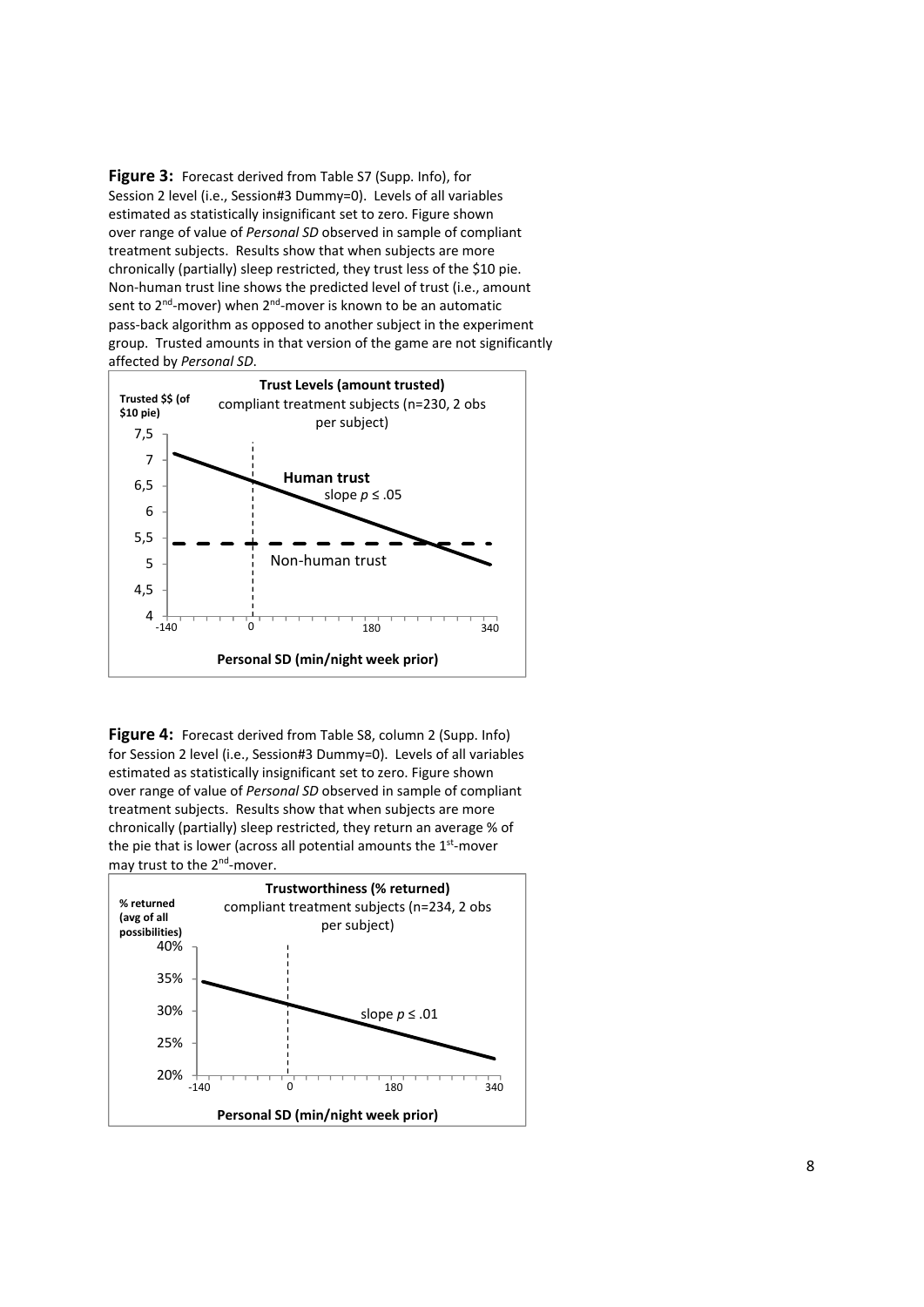**Figure 3:** Forecast derived from Table S7 (Supp. Info), for Session 2 level (i.e., Session#3 Dummy=0). Levels of all variables estimated as statistically insignificant set to zero. Figure shown over range of value of *Personal SD* observed in sample of compliant treatment subjects. Results show that when subjects are more chronically (partially) sleep restricted, they trust less of the $10 pie. Non-human trust line shows the predicted level of trust (i.e., amount sent to 2nd-mover) when 2nd-mover is known to be an automatic pass-back algorithm as opposed to another subject in the experiment group. Trusted amounts in that version of the game are not significantly affected by *Personal SD*.

**Figure 4:** Forecast derived from Table S8, column 2 (Supp. Info) for Session 2 level (i.e., Session#3 Dummy=0). Levels of all variables estimated as statistically insignificant set to zero. Figure shown over range of value of *Personal SD* observed in sample of compliant treatment subjects. Results show that when subjects are more chronically (partially) sleep restricted, they return an average % of the pie that is lower (across all potential amounts the 1st-mover may trust to the 2nd-mover.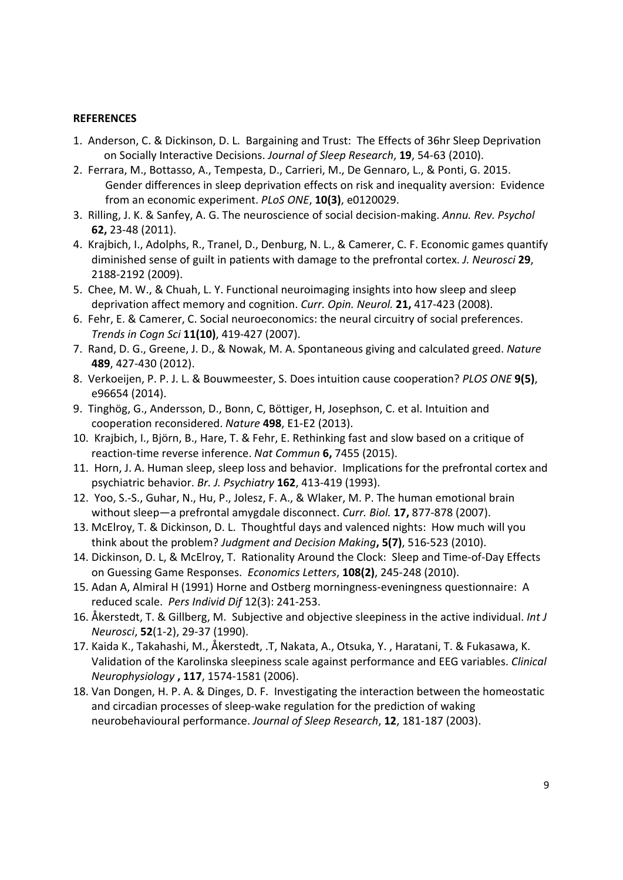**REFERENCES**

1. Anderson, C. & Dickinson, D. L. Bargaining and Trust: The Effects of 36hr Sleep Deprivation on Socially Interactive Decisions. *Journal of Sleep Research*, **19**, 54-63 (2010).
2. Ferrara, M., Bottasso, A., Tempesta, D., Carrieri, M., De Gennaro, L., & Ponti, G. 2015. Gender differences in sleep deprivation effects on risk and inequality aversion: Evidence from an economic experiment. *PLoS ONE*, **10(3)**, e0120029.
3. Rilling, J. K. & Sanfey, A. G. The neuroscience of social decision-making. *Annu. Rev. Psychol* **62,** 23-48 (2011).
4. Krajbich, I., Adolphs, R., Tranel, D., Denburg, N. L., & Camerer, C. F. Economic games quantify diminished sense of guilt in patients with damage to the prefrontal cortex. *J. Neurosci* **29**, 2188-2192 (2009).
5. Chee, M. W., & Chuah, L. Y. Functional neuroimaging insights into how sleep and sleep deprivation affect memory and cognition. *Curr. Opin. Neurol.* **21,** 417-423 (2008).
6. Fehr, E. & Camerer, C. Social neuroeconomics: the neural circuitry of social preferences. *Trends in Cogn Sci* **11(10)**, 419-427 (2007).
7. Rand, D. G., Greene, J. D., & Nowak, M. A. Spontaneous giving and calculated greed. *Nature* **489**, 427-430 (2012).
8. Verkoeijen, P. P. J. L. & Bouwmeester, S. Does intuition cause cooperation? *PLOS ONE* **9(5)**, e96654 (2014).
9. Tinghög, G., Andersson, D., Bonn, C, Böttiger, H, Josephson, C. et al. Intuition and cooperation reconsidered. *Nature* **498**, E1-E2 (2013).
10. Krajbich, I., Björn, B., Hare, T. & Fehr, E. Rethinking fast and slow based on a critique of reaction-time reverse inference. *Nat Commun* **6,** 7455 (2015).
11. Horn, J. A. Human sleep, sleep loss and behavior. Implications for the prefrontal cortex and psychiatric behavior. *Br. J. Psychiatry* **162**, 413-419 (1993).
12. Yoo, S.-S., Guhar, N., Hu, P., Jolesz, F. A., & Wlaker, M. P. The human emotional brain without sleep—a prefrontal amygdale disconnect. *Curr. Biol.* **17,** 877-878 (2007).
13. McElroy, T. & Dickinson, D. L. Thoughtful days and valenced nights: How much will you think about the problem? *Judgment and Decision Making***, 5(7)**, 516-523 (2010).
14. Dickinson, D. L, & McElroy, T. Rationality Around the Clock: Sleep and Time-of-Day Effects on Guessing Game Responses. *Economics Letters*, **108(2)**, 245-248 (2010).
15. Adan A, Almiral H (1991) Horne and Ostberg morningness-eveningness questionnaire: A reduced scale. *Pers Individ Dif* 12(3): 241-253.
16. Åkerstedt, T. & Gillberg, M. Subjective and objective sleepiness in the active individual. *Int J Neurosci*, **52**(1-2), 29-37 (1990).
17. Kaida K., Takahashi, M., Åkerstedt, .T, Nakata, A., Otsuka, Y. , Haratani, T. & Fukasawa, K. Validation of the Karolinska sleepiness scale against performance and EEG variables. *Clinical Neurophysiology* **, 117**, 1574-1581 (2006).
18. Van Dongen, H. P. A. & Dinges, D. F. Investigating the interaction between the homeostatic and circadian processes of sleep-wake regulation for the prediction of waking neurobehavioural performance. *Journal of Sleep Research*, **12**, 181-187 (2003).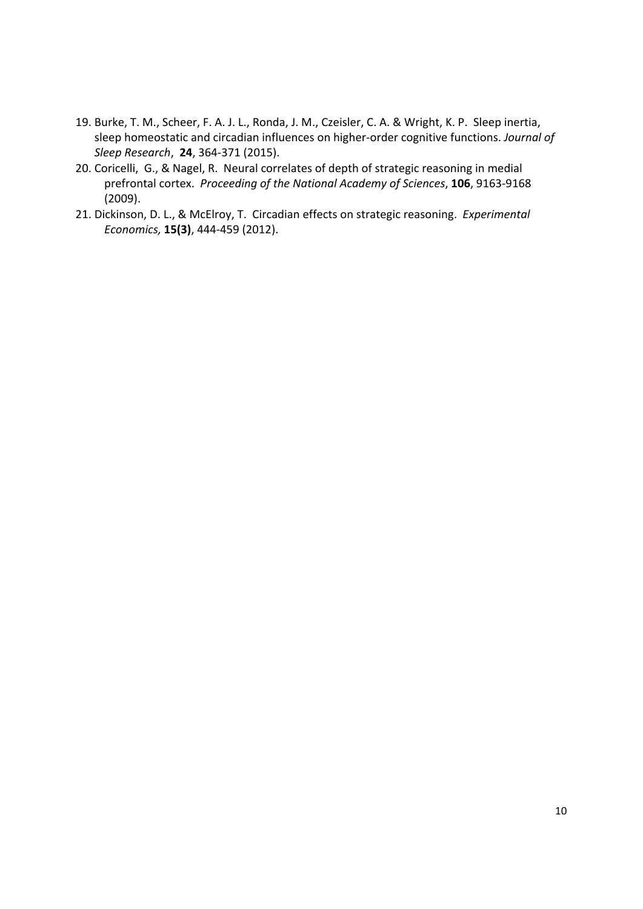19. Burke, T. M., Scheer, F. A. J. L., Ronda, J. M., Czeisler, C. A. & Wright, K. P. Sleep inertia, sleep homeostatic and circadian influences on higher-order cognitive functions. *Journal of Sleep Research*, **24**, 364-371 (2015).
20. Coricelli, G., & Nagel, R. Neural correlates of depth of strategic reasoning in medial prefrontal cortex. *Proceeding of the National Academy of Sciences*, **106**, 9163-9168 (2009).
21. Dickinson, D. L., & McElroy, T. Circadian effects on strategic reasoning. *Experimental Economics,* **15(3)**, 444-459 (2012).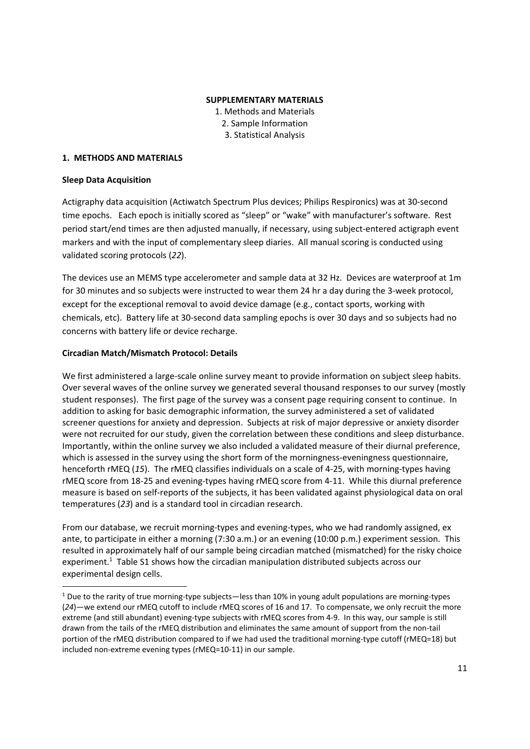**SUPPLEMENTARY MATERIALS**

1. Methods and Materials
2. Sample Information
3. Statistical Analysis

## 1. METHODS AND MATERIALS

### Sleep Data Acquisition

Actigraphy data acquisition (Actiwatch Spectrum Plus devices; Philips Respironics) was at 30-second time epochs. Each epoch is initially scored as "sleep" or "wake" with manufacturer's software. Rest period start/end times are then adjusted manually, if necessary, using subject-entered actigraph event markers and with the input of complementary sleep diaries. All manual scoring is conducted using validated scoring protocols (*22*).

The devices use an MEMS type accelerometer and sample data at 32 Hz. Devices are waterproof at 1m for 30 minutes and so subjects were instructed to wear them 24 hr a day during the 3-week protocol, except for the exceptional removal to avoid device damage (e.g., contact sports, working with chemicals, etc). Battery life at 30-second data sampling epochs is over 30 days and so subjects had no concerns with battery life or device recharge.

### Circadian Match/Mismatch Protocol: Details

We first administered a large-scale online survey meant to provide information on subject sleep habits. Over several waves of the online survey we generated several thousand responses to our survey (mostly student responses). The first page of the survey was a consent page requiring consent to continue. In addition to asking for basic demographic information, the survey administered a set of validated screener questions for anxiety and depression. Subjects at risk of major depressive or anxiety disorder were not recruited for our study, given the correlation between these conditions and sleep disturbance. Importantly, within the online survey we also included a validated measure of their diurnal preference, which is assessed in the survey using the short form of the morningness-eveningness questionnaire, henceforth rMEQ (*15*). The rMEQ classifies individuals on a scale of 4-25, with morning-types having rMEQ score from 18-25 and evening-types having rMEQ score from 4-11. While this diurnal preference measure is based on self-reports of the subjects, it has been validated against physiological data on oral temperatures (*23*) and is a standard tool in circadian research.

From our database, we recruit morning-types and evening-types, who we had randomly assigned, ex ante, to participate in either a morning (7:30 a.m.) or an evening (10:00 p.m.) experiment session. This resulted in approximately half of our sample being circadian matched (mismatched) for the risky choice experiment.[1] Table S1 shows how the circadian manipulation distributed subjects across our experimental design cells.

[1] Due to the rarity of true morning-type subjects—less than 10% in young adult populations are morning-types (*24*)—we extend our rMEQ cutoff to include rMEQ scores of 16 and 17. To compensate, we only recruit the more extreme (and still abundant) evening-type subjects with rMEQ scores from 4-9. In this way, our sample is still drawn from the tails of the rMEQ distribution and eliminates the same amount of support from the non-tail portion of the rMEQ distribution compared to if we had used the traditional morning-type cutoff (rMEQ=18) but included non-extreme evening types (rMEQ=10-11) in our sample.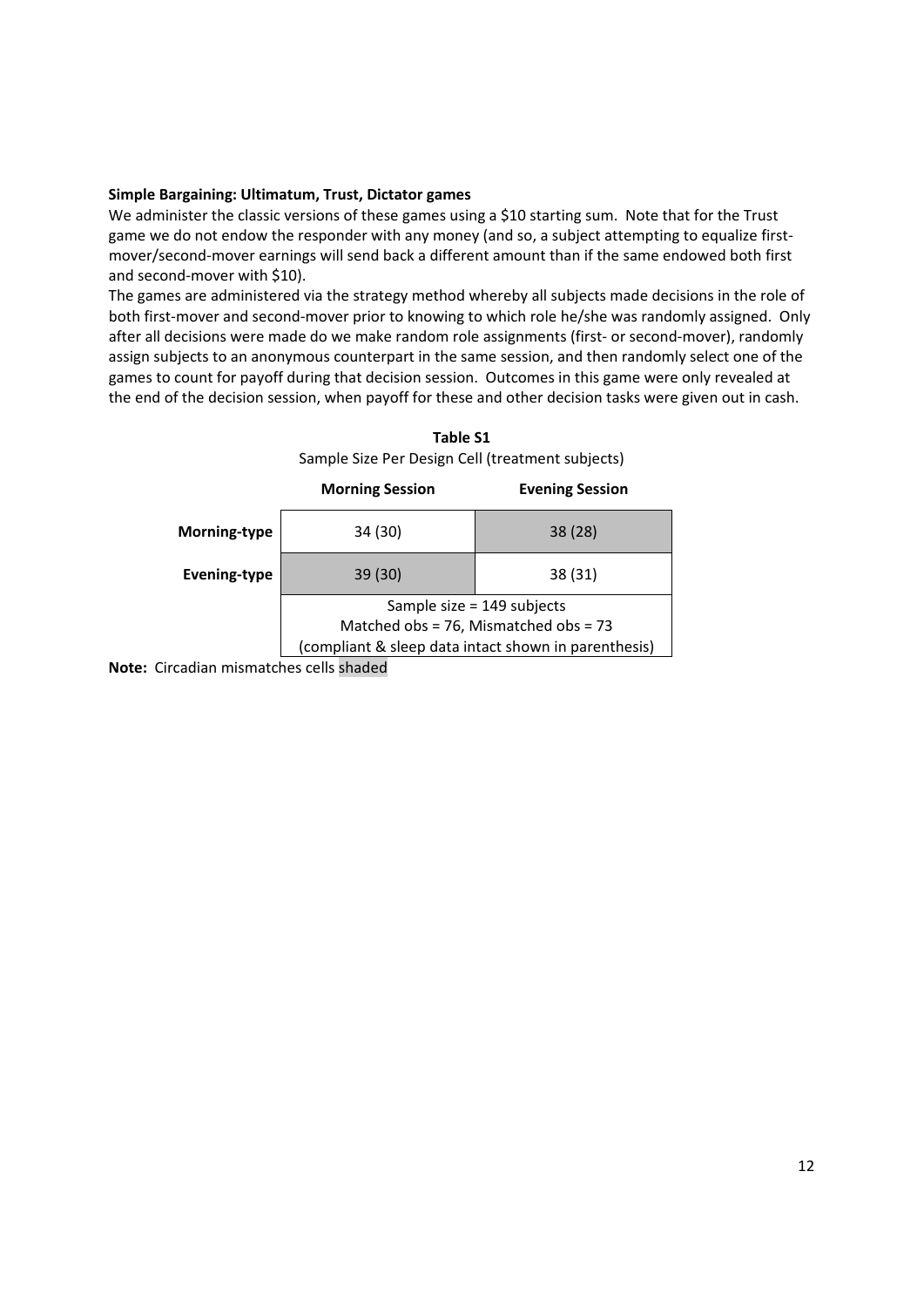**Simple Bargaining: Ultimatum, Trust, Dictator games**

We administer the classic versions of these games using a $10 starting sum. Note that for the Trust game we do not endow the responder with any money (and so, a subject attempting to equalize first-mover/second-mover earnings will send back a different amount than if the same endowed both first and second-mover with $10).

The games are administered via the strategy method whereby all subjects made decisions in the role of both first-mover and second-mover prior to knowing to which role he/she was randomly assigned. Only after all decisions were made do we make random role assignments (first- or second-mover), randomly assign subjects to an anonymous counterpart in the same session, and then randomly select one of the games to count for payoff during that decision session. Outcomes in this game were only revealed at the end of the decision session, when payoff for these and other decision tasks were given out in cash.

**Table S1**

Sample Size Per Design Cell (treatment subjects)

| | **Morning Session** | **Evening Session** |
|---|---|---|
| **Morning-type** | 34 (30) | 38 (28) |
| **Evening-type** | 39 (30) | 38 (31) |
| | Sample size = 149 subjects<br>Matched obs = 76, Mismatched obs = 73<br>(compliant & sleep data intact shown in parenthesis) | |

**Note:** Circadian mismatches cells shaded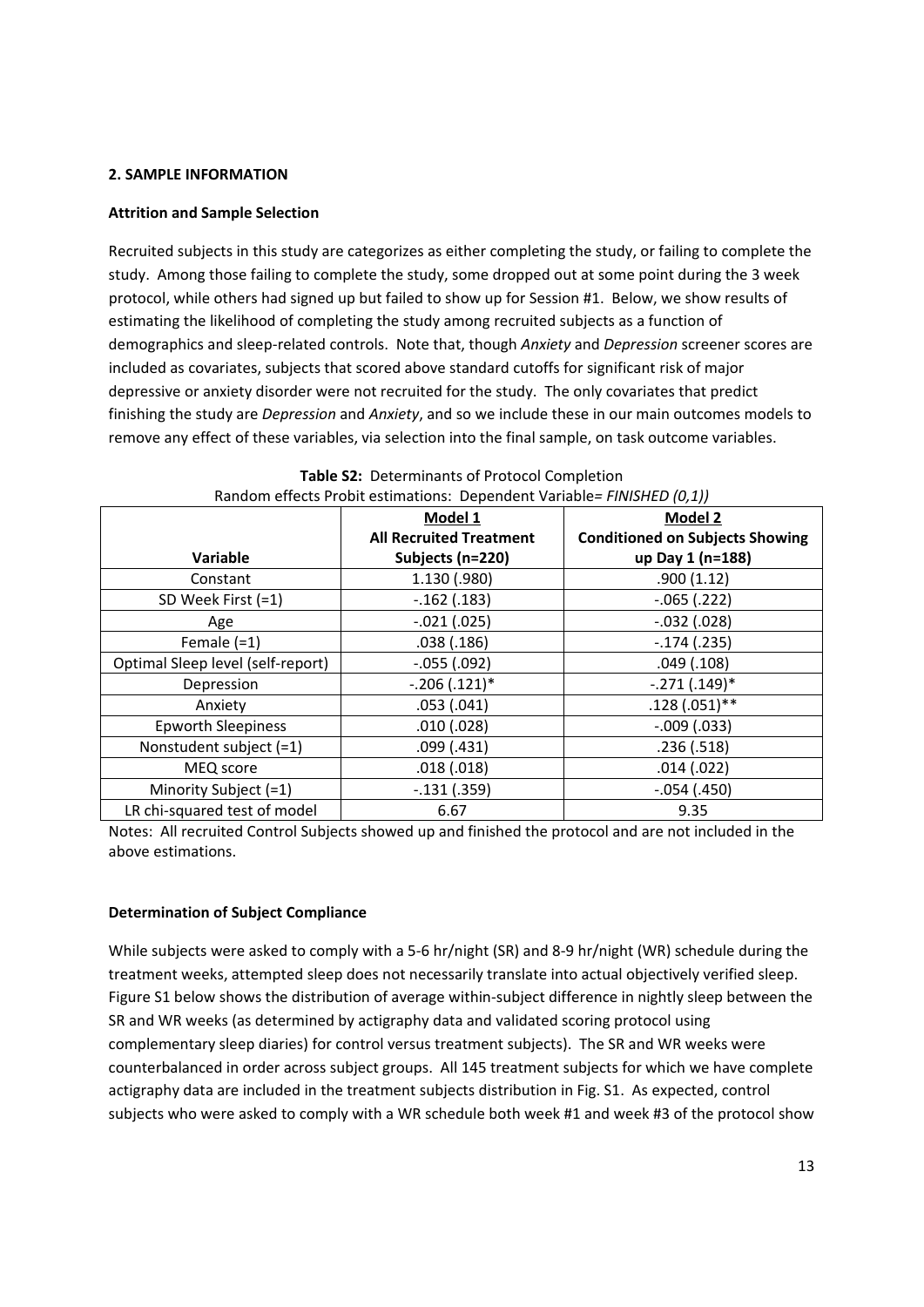## 2. SAMPLE INFORMATION

### Attrition and Sample Selection

Recruited subjects in this study are categorizes as either completing the study, or failing to complete the study. Among those failing to complete the study, some dropped out at some point during the 3 week protocol, while others had signed up but failed to show up for Session #1. Below, we show results of estimating the likelihood of completing the study among recruited subjects as a function of demographics and sleep-related controls. Note that, though *Anxiety* and *Depression* screener scores are included as covariates, subjects that scored above standard cutoffs for significant risk of major depressive or anxiety disorder were not recruited for the study. The only covariates that predict finishing the study are *Depression* and *Anxiety*, and so we include these in our main outcomes models to remove any effect of these variables, via selection into the final sample, on task outcome variables.

**Table S2:** Determinants of Protocol Completion
Random effects Probit estimations: Dependent Variable= *FINISHED (0,1))*

| Variable | Model 1 All Recruited Treatment Subjects (n=220) | Model 2 Conditioned on Subjects Showing up Day 1 (n=188) |
|---|---|---|
| Constant | 1.130 (.980) | .900 (1.12) |
| SD Week First (=1) | -.162 (.183) | -.065 (.222) |
| Age | -.021 (.025) | -.032 (.028) |
| Female (=1) | .038 (.186) | -.174 (.235) |
| Optimal Sleep level (self-report) | -.055 (.092) | .049 (.108) |
| Depression | -.206 (.121)* | -.271 (.149)* |
| Anxiety | .053 (.041) | .128 (.051)** |
| Epworth Sleepiness | .010 (.028) | -.009 (.033) |
| Nonstudent subject (=1) | .099 (.431) | .236 (.518) |
| MEQ score | .018 (.018) | .014 (.022) |
| Minority Subject (=1) | -.131 (.359) | -.054 (.450) |
| LR chi-squared test of model | 6.67 | 9.35 |

Notes: All recruited Control Subjects showed up and finished the protocol and are not included in the above estimations.

### Determination of Subject Compliance

While subjects were asked to comply with a 5-6 hr/night (SR) and 8-9 hr/night (WR) schedule during the treatment weeks, attempted sleep does not necessarily translate into actual objectively verified sleep. Figure S1 below shows the distribution of average within-subject difference in nightly sleep between the SR and WR weeks (as determined by actigraphy data and validated scoring protocol using complementary sleep diaries) for control versus treatment subjects). The SR and WR weeks were counterbalanced in order across subject groups. All 145 treatment subjects for which we have complete actigraphy data are included in the treatment subjects distribution in Fig. S1. As expected, control subjects who were asked to comply with a WR schedule both week #1 and week #3 of the protocol show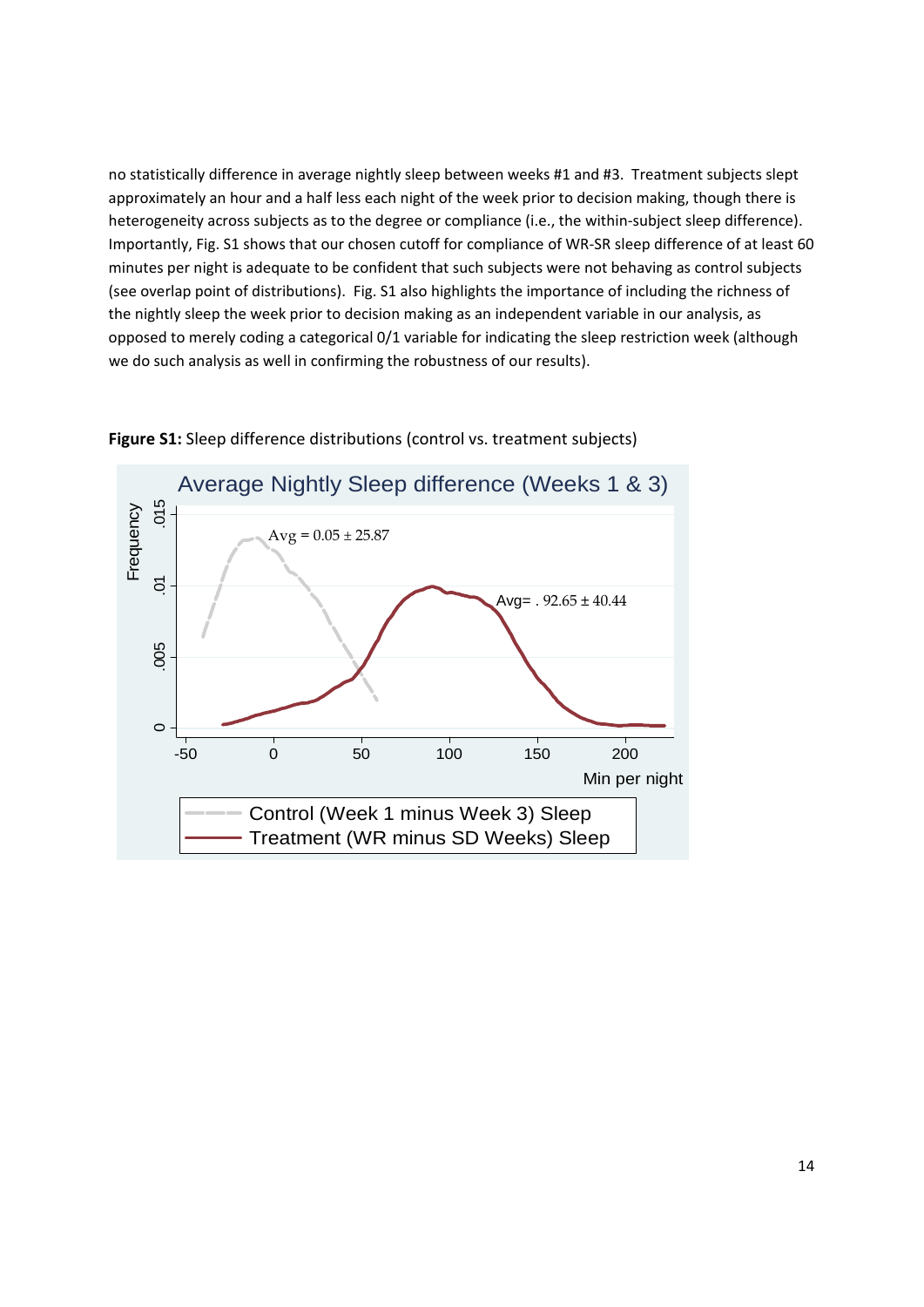no statistically difference in average nightly sleep between weeks #1 and #3. Treatment subjects slept approximately an hour and a half less each night of the week prior to decision making, though there is heterogeneity across subjects as to the degree or compliance (i.e., the within-subject sleep difference). Importantly, Fig. S1 shows that our chosen cutoff for compliance of WR-SR sleep difference of at least 60 minutes per night is adequate to be confident that such subjects were not behaving as control subjects (see overlap point of distributions). Fig. S1 also highlights the importance of including the richness of the nightly sleep the week prior to decision making as an independent variable in our analysis, as opposed to merely coding a categorical 0/1 variable for indicating the sleep restriction week (although we do such analysis as well in confirming the robustness of our results).

**Figure S1:** Sleep difference distributions (control vs. treatment subjects)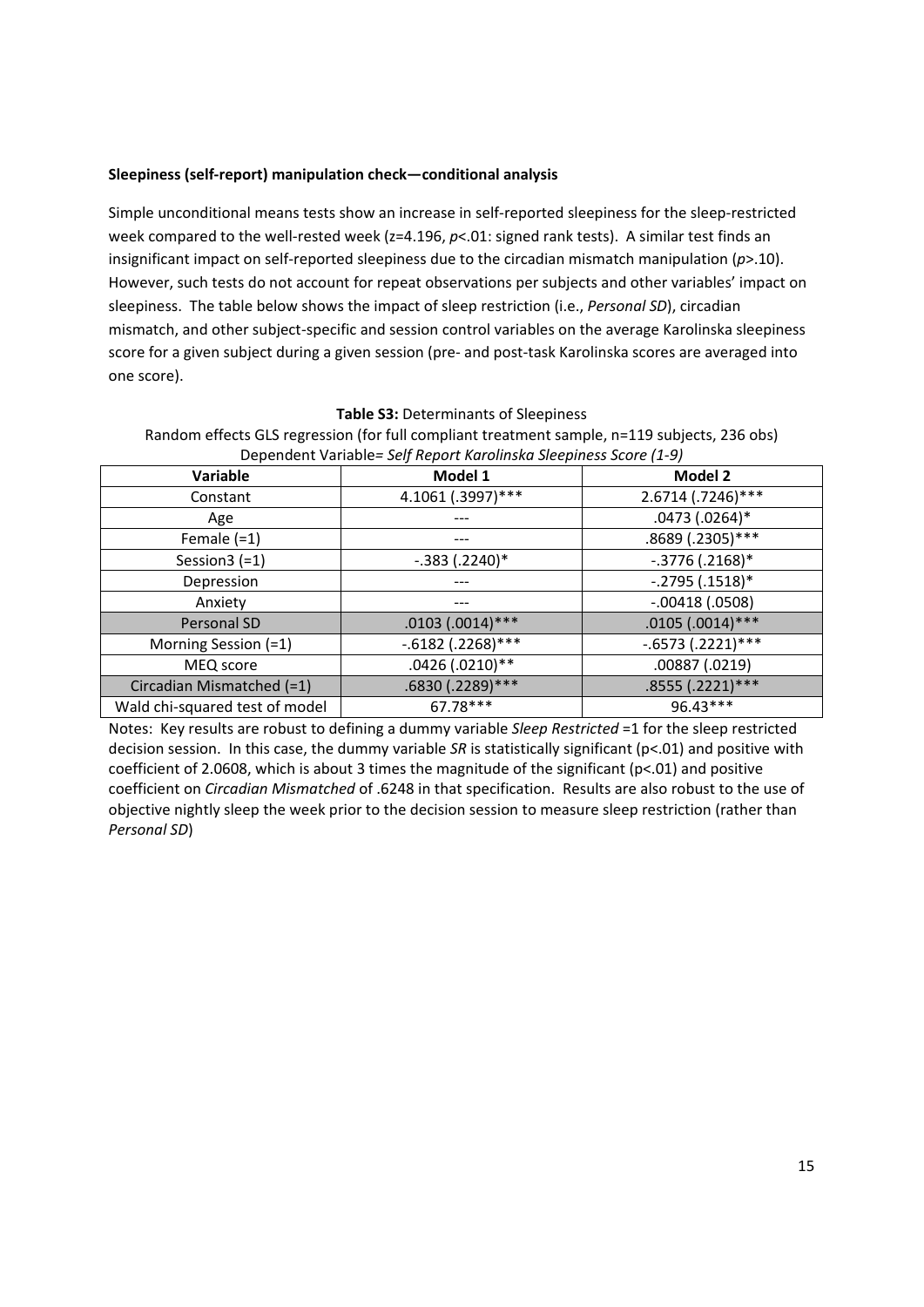**Sleepiness (self-report) manipulation check—conditional analysis**

Simple unconditional means tests show an increase in self-reported sleepiness for the sleep-restricted week compared to the well-rested week ($z=4.196$, $p<.01$: signed rank tests). A similar test finds an insignificant impact on self-reported sleepiness due to the circadian mismatch manipulation ($p>.10$). However, such tests do not account for repeat observations per subjects and other variables' impact on sleepiness. The table below shows the impact of sleep restriction (i.e., *Personal SD*), circadian mismatch, and other subject-specific and session control variables on the average Karolinska sleepiness score for a given subject during a given session (pre- and post-task Karolinska scores are averaged into one score).

**Table S3:** Determinants of Sleepiness

Random effects GLS regression (for full compliant treatment sample, n=119 subjects, 236 obs)
Dependent Variable= *Self Report Karolinska Sleepiness Score (1-9)*

| Variable | Model 1 | Model 2 |
|---|---|---|
| Constant | 4.1061 (.3997)*** | 2.6714 (.7246)*** |
| Age | --- | .0473 (.0264)* |
| Female (=1) | --- | .8689 (.2305)*** |
| Session3 (=1) | -.383 (.2240)* | -.3776 (.2168)* |
| Depression | --- | -.2795 (.1518)* |
| Anxiety | --- | -.00418 (.0508) |
| Personal SD | .0103 (.0014)*** | .0105 (.0014)*** |
| Morning Session (=1) | -.6182 (.2268)*** | -.6573 (.2221)*** |
| MEQ score | .0426 (.0210)** | .00887 (.0219) |
| Circadian Mismatched (=1) | .6830 (.2289)*** | .8555 (.2221)*** |
| Wald chi-squared test of model | 67.78*** | 96.43*** |

Notes: Key results are robust to defining a dummy variable *Sleep Restricted* =1 for the sleep restricted decision session. In this case, the dummy variable *SR* is statistically significant ($p<.01$) and positive with coefficient of 2.0608, which is about 3 times the magnitude of the significant ($p<.01$) and positive coefficient on *Circadian Mismatched* of .6248 in that specification. Results are also robust to the use of objective nightly sleep the week prior to the decision session to measure sleep restriction (rather than *Personal SD*)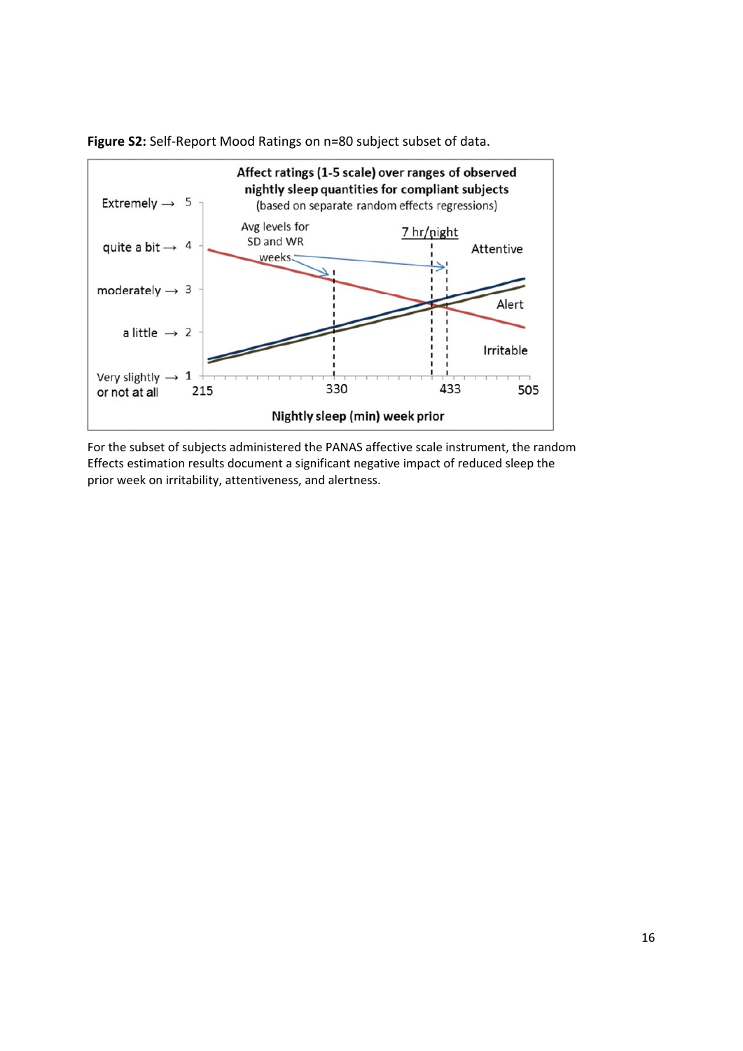**Figure S2:** Self-Report Mood Ratings on n=80 subject subset of data.

For the subset of subjects administered the PANAS affective scale instrument, the random Effects estimation results document a significant negative impact of reduced sleep the prior week on irritability, attentiveness, and alertness.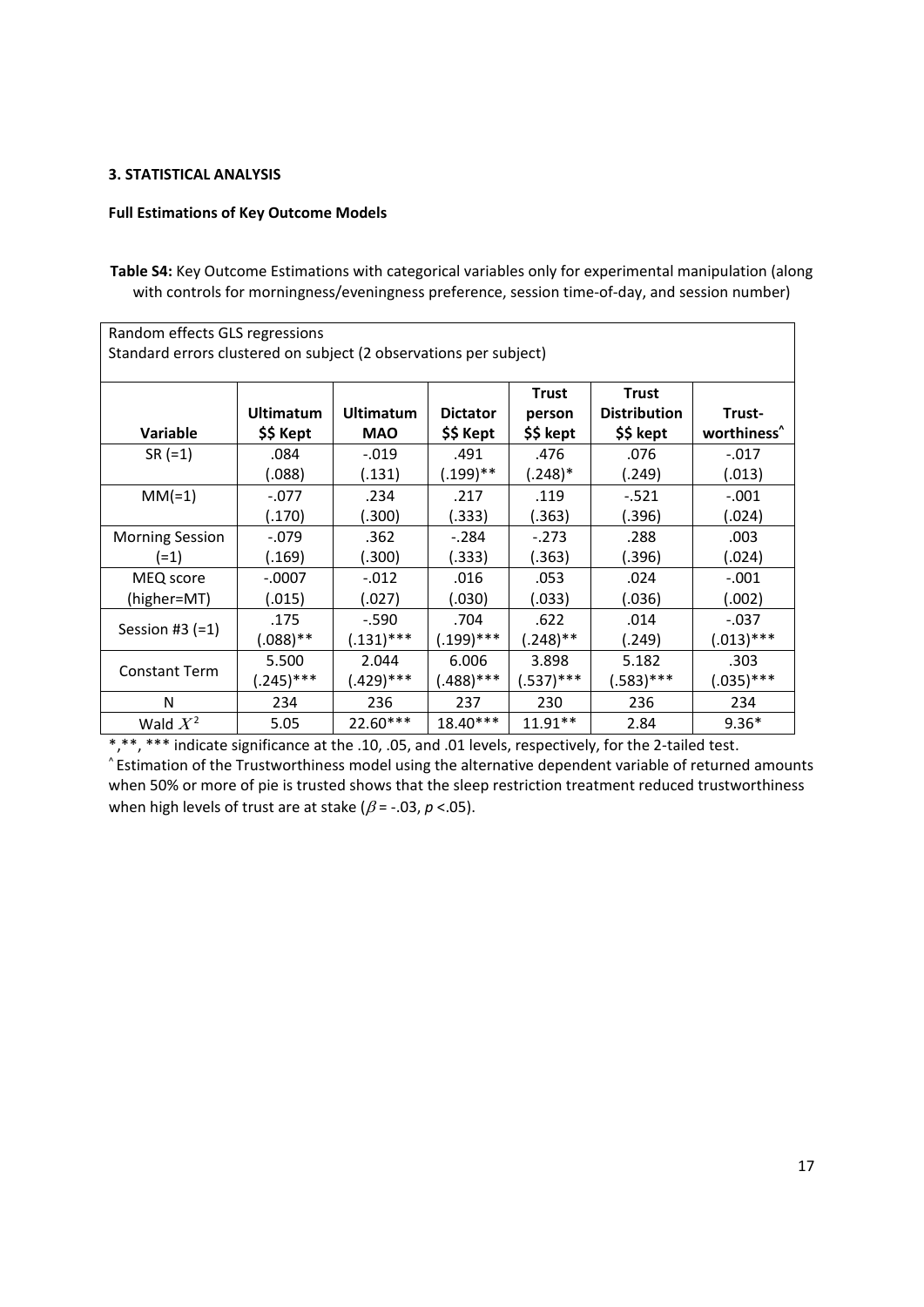### 3. STATISTICAL ANALYSIS

**Full Estimations of Key Outcome Models**

**Table S4:** Key Outcome Estimations with categorical variables only for experimental manipulation (along with controls for morningness/eveningness preference, session time-of-day, and session number)

Random effects GLS regressions
Standard errors clustered on subject (2 observations per subject)

| Variable | Ultimatum $$ Kept | Ultimatum MAO | Dictator $$ Kept | Trust person $$ kept | Trust Distribution $$ kept | Trust-worthiness^ |
|---|---|---|---|---|---|---|
| SR (=1) | .084<br>(.088) | -.019<br>(.131) | .491<br>(.199)** | .476<br>(.248)* | .076<br>(.249) | -.017<br>(.013) |
| MM(=1) | -.077<br>(.170) | .234<br>(.300) | .217<br>(.333) | .119<br>(.363) | -.521<br>(.396) | -.001<br>(.024) |
| Morning Session (=1) | -.079<br>(.169) | .362<br>(.300) | -.284<br>(.333) | -.273<br>(.363) | .288<br>(.396) | .003<br>(.024) |
| MEQ score (higher=MT) | -.0007<br>(.015) | -.012<br>(.027) | .016<br>(.030) | .053<br>(.033) | .024<br>(.036) | -.001<br>(.002) |
| Session #3 (=1) | .175<br>(.088)** | -.590<br>(.131)*** | .704<br>(.199)*** | .622<br>(.248)** | .014<br>(.249) | -.037<br>(.013)*** |
| Constant Term | 5.500<br>(.245)*** | 2.044<br>(.429)*** | 6.006<br>(.488)*** | 3.898<br>(.537)*** | 5.182<br>(.583)*** | .303<br>(.035)*** |
| N | 234 | 236 | 237 | 230 | 236 | 234 |
| Wald $X^2$ | 5.05 | 22.60*** | 18.40*** | 11.91** | 2.84 | 9.36* |

*,**, *** indicate significance at the .10, .05, and .01 levels, respectively, for the 2-tailed test.
^ Estimation of the Trustworthiness model using the alternative dependent variable of returned amounts when 50% or more of pie is trusted shows that the sleep restriction treatment reduced trustworthiness when high levels of trust are at stake ($\beta$ = -.03, $p$ <.05).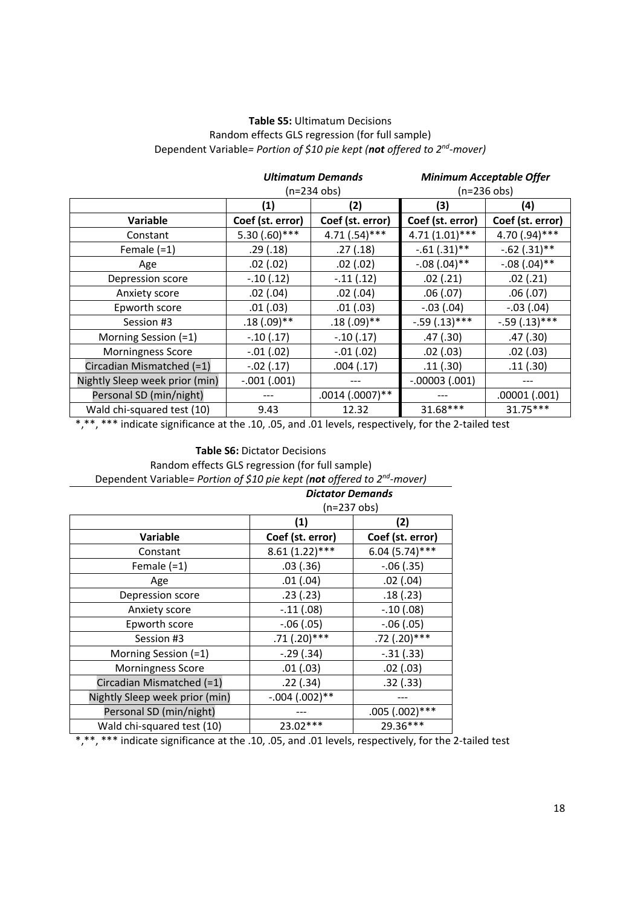**Table S5:** Ultimatum Decisions

Random effects GLS regression (for full sample)

Dependent Variable= *Portion of $10 pie kept (**not** offered to 2nd-mover)*

| | ***Ultimatum Demands*** (n=234 obs) | | ***Minimum Acceptable Offer*** (n=236 obs) | |
|---|---|---|---|---|
| | **(1)** | **(2)** | **(3)** | **(4)** |
| **Variable** | **Coef (st. error)** | **Coef (st. error)** | **Coef (st. error)** | **Coef (st. error)** |
| Constant | 5.30 (.60)*** | 4.71 (.54)*** | 4.71 (1.01)*** | 4.70 (.94)*** |
| Female (=1) | .29 (.18) | .27 (.18) | -.61 (.31)** | -.62 (.31)** |
| Age | .02 (.02) | .02 (.02) | -.08 (.04)** | -.08 (.04)** |
| Depression score | -.10 (.12) | -.11 (.12) | .02 (.21) | .02 (.21) |
| Anxiety score | .02 (.04) | .02 (.04) | .06 (.07) | .06 (.07) |
| Epworth score | .01 (.03) | .01 (.03) | -.03 (.04) | -.03 (.04) |
| Session #3 | .18 (.09)** | .18 (.09)** | -.59 (.13)*** | -.59 (.13)*** |
| Morning Session (=1) | -.10 (.17) | -.10 (.17) | .47 (.30) | .47 (.30) |
| Morningness Score | -.01 (.02) | -.01 (.02) | .02 (.03) | .02 (.03) |
| Circadian Mismatched (=1) | -.02 (.17) | .004 (.17) | .11 (.30) | .11 (.30) |
| Nightly Sleep week prior (min) | -.001 (.001) | --- | -.00003 (.001) | --- |
| Personal SD (min/night) | --- | .0014 (.0007)** | --- | .00001 (.001) |
| Wald chi-squared test (10) | 9.43 | 12.32 | 31.68*** | 31.75*** |

*,**, *** indicate significance at the .10, .05, and .01 levels, respectively, for the 2-tailed test

**Table S6:** Dictator Decisions

Random effects GLS regression (for full sample)

Dependent Variable= *Portion of $10 pie kept (**not** offered to 2nd-mover)*

| | ***Dictator Demands*** (n=237 obs) | |
|---|---|---|
| | **(1)** | **(2)** |
| **Variable** | **Coef (st. error)** | **Coef (st. error)** |
| Constant | 8.61 (1.22)*** | 6.04 (5.74)*** |
| Female (=1) | .03 (.36) | -.06 (.35) |
| Age | .01 (.04) | .02 (.04) |
| Depression score | .23 (.23) | .18 (.23) |
| Anxiety score | -.11 (.08) | -.10 (.08) |
| Epworth score | -.06 (.05) | -.06 (.05) |
| Session #3 | .71 (.20)*** | .72 (.20)*** |
| Morning Session (=1) | -.29 (.34) | -.31 (.33) |
| Morningness Score | .01 (.03) | .02 (.03) |
| Circadian Mismatched (=1) | .22 (.34) | .32 (.33) |
| Nightly Sleep week prior (min) | -.004 (.002)** | --- |
| Personal SD (min/night) | --- | .005 (.002)*** |
| Wald chi-squared test (10) | 23.02*** | 29.36*** |

*,**, *** indicate significance at the .10, .05, and .01 levels, respectively, for the 2-tailed test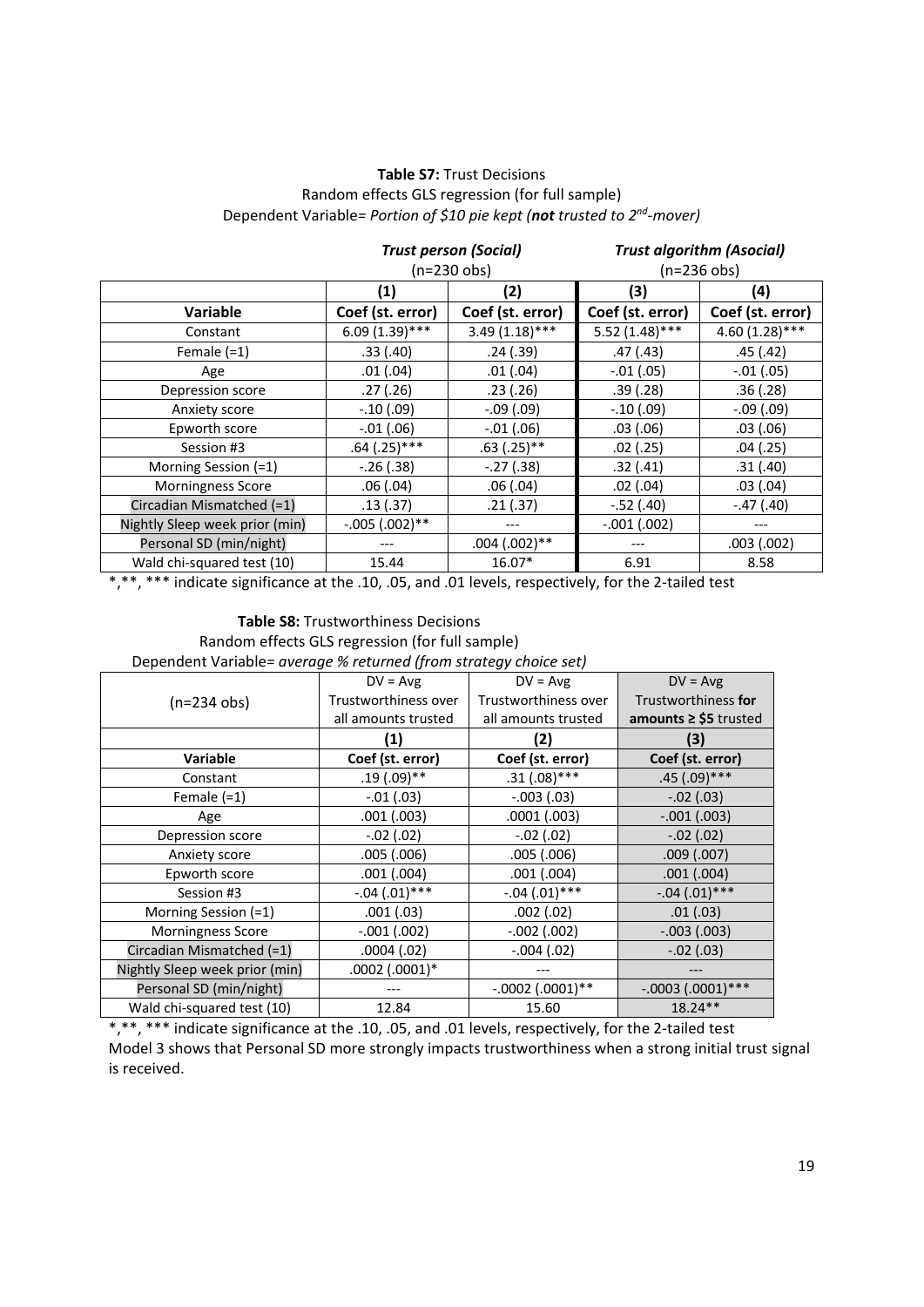**Table S7:** Trust Decisions
Random effects GLS regression (for full sample)
Dependent Variable= *Portion of $10 pie kept (**not** trusted to 2$^{nd}$-mover)*

| | ***Trust person (Social)*** (n=230 obs) | | ***Trust algorithm (Asocial)*** (n=236 obs) | |
|---|---|---|---|---|
| | **(1)** | **(2)** | **(3)** | **(4)** |
| **Variable** | **Coef (st. error)** | **Coef (st. error)** | **Coef (st. error)** | **Coef (st. error)** |
| Constant | 6.09 (1.39)*** | 3.49 (1.18)*** | 5.52 (1.48)*** | 4.60 (1.28)*** |
| Female (=1) | .33 (.40) | .24 (.39) | .47 (.43) | .45 (.42) |
| Age | .01 (.04) | .01 (.04) | -.01 (.05) | -.01 (.05) |
| Depression score | .27 (.26) | .23 (.26) | .39 (.28) | .36 (.28) |
| Anxiety score | -.10 (.09) | -.09 (.09) | -.10 (.09) | -.09 (.09) |
| Epworth score | -.01 (.06) | -.01 (.06) | .03 (.06) | .03 (.06) |
| Session #3 | .64 (.25)*** | .63 (.25)** | .02 (.25) | .04 (.25) |
| Morning Session (=1) | -.26 (.38) | -.27 (.38) | .32 (.41) | .31 (.40) |
| Morningness Score | .06 (.04) | .06 (.04) | .02 (.04) | .03 (.04) |
| Circadian Mismatched (=1) | .13 (.37) | .21 (.37) | -.52 (.40) | -.47 (.40) |
| Nightly Sleep week prior (min) | -.005 (.002)** | --- | -.001 (.002) | --- |
| Personal SD (min/night) | --- | .004 (.002)** | --- | .003 (.002) |
| Wald chi-squared test (10) | 15.44 | 16.07* | 6.91 | 8.58 |

*,**, *** indicate significance at the .10, .05, and .01 levels, respectively, for the 2-tailed test

**Table S8:** Trustworthiness Decisions
Random effects GLS regression (for full sample)
Dependent Variable= *average % returned (from strategy choice set)*

| (n=234 obs) | DV = Avg Trustworthiness over all amounts trusted | DV = Avg Trustworthiness over all amounts trusted | DV = Avg Trustworthiness **for amounts ≥ $5** trusted |
|---|---|---|---|
| | **(1)** | **(2)** | **(3)** |
| **Variable** | **Coef (st. error)** | **Coef (st. error)** | **Coef (st. error)** |
| Constant | .19 (.09)** | .31 (.08)*** | .45 (.09)*** |
| Female (=1) | -.01 (.03) | -.003 (.03) | -.02 (.03) |
| Age | .001 (.003) | .0001 (.003) | -.001 (.003) |
| Depression score | -.02 (.02) | -.02 (.02) | -.02 (.02) |
| Anxiety score | .005 (.006) | .005 (.006) | .009 (.007) |
| Epworth score | .001 (.004) | .001 (.004) | .001 (.004) |
| Session #3 | -.04 (.01)*** | -.04 (.01)*** | -.04 (.01)*** |
| Morning Session (=1) | .001 (.03) | .002 (.02) | .01 (.03) |
| Morningness Score | -.001 (.002) | -.002 (.002) | -.003 (.003) |
| Circadian Mismatched (=1) | .0004 (.02) | -.004 (.02) | -.02 (.03) |
| Nightly Sleep week prior (min) | .0002 (.0001)* | --- | --- |
| Personal SD (min/night) | --- | -.0002 (.0001)** | -.0003 (.0001)*** |
| Wald chi-squared test (10) | 12.84 | 15.60 | 18.24** |

*,**, *** indicate significance at the .10, .05, and .01 levels, respectively, for the 2-tailed test
Model 3 shows that Personal SD more strongly impacts trustworthiness when a strong initial trust signal is received.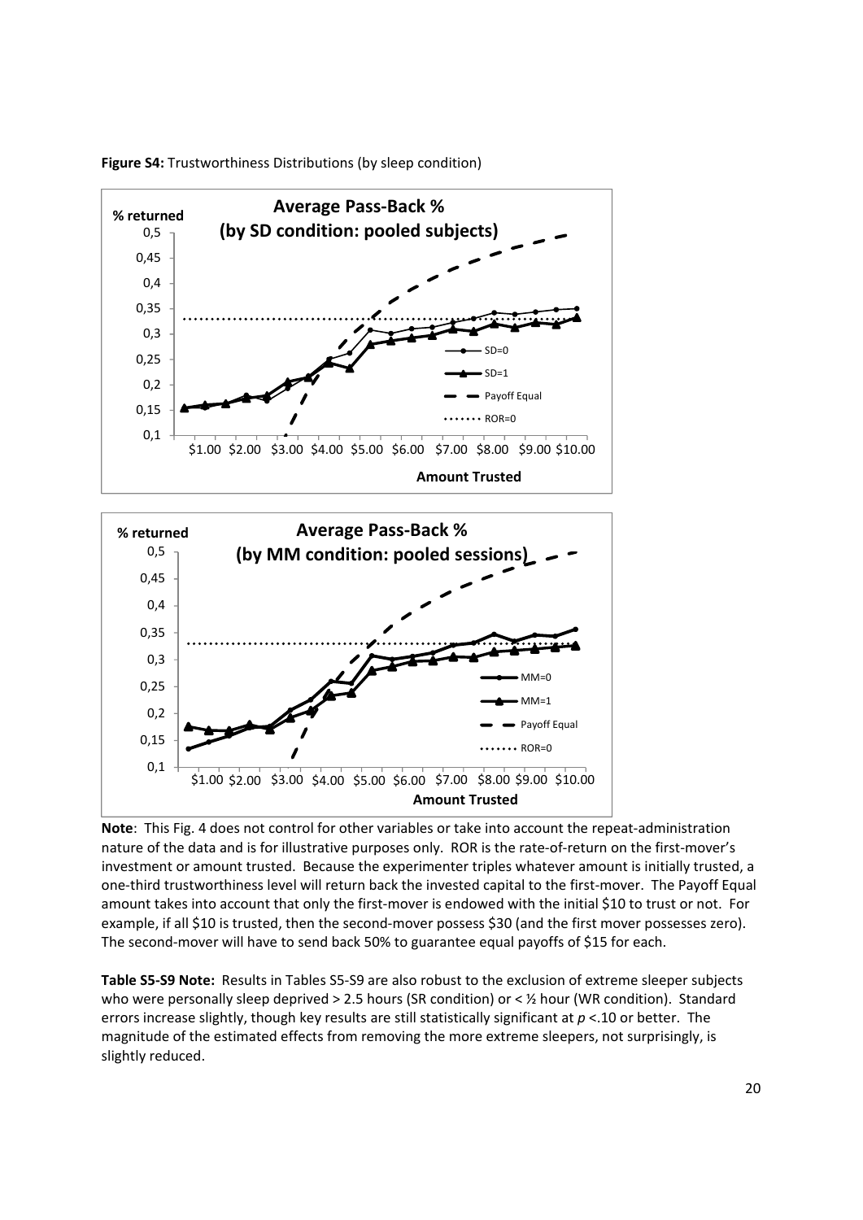**Figure S4:** Trustworthiness Distributions (by sleep condition)

**Note**: This Fig. 4 does not control for other variables or take into account the repeat-administration nature of the data and is for illustrative purposes only. ROR is the rate-of-return on the first-mover's investment or amount trusted. Because the experimenter triples whatever amount is initially trusted, a one-third trustworthiness level will return back the invested capital to the first-mover. The Payoff Equal amount takes into account that only the first-mover is endowed with the initial \$10 to trust or not. For example, if all \$10 is trusted, then the second-mover possess \$30 (and the first mover possesses zero). The second-mover will have to send back 50% to guarantee equal payoffs of \$15 for each.

**Table S5-S9 Note:** Results in Tables S5-S9 are also robust to the exclusion of extreme sleeper subjects who were personally sleep deprived > 2.5 hours (SR condition) or < ½ hour (WR condition). Standard errors increase slightly, though key results are still statistically significant at $p$ <.10 or better. The magnitude of the estimated effects from removing the more extreme sleepers, not surprisingly, is slightly reduced.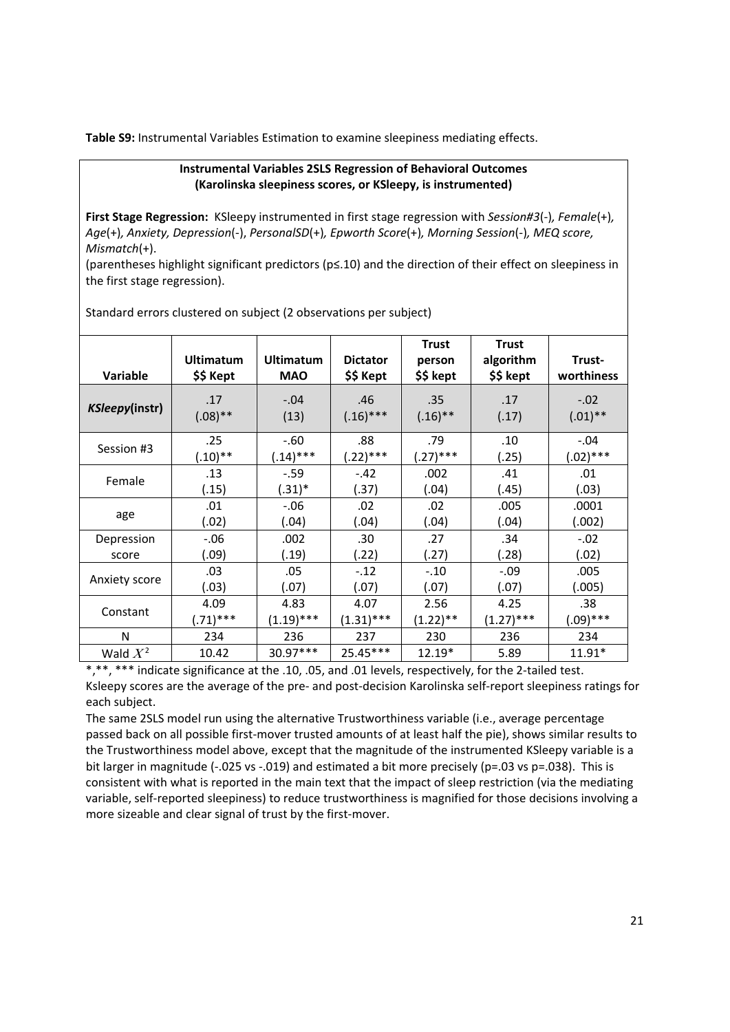**Table S9:** Instrumental Variables Estimation to examine sleepiness mediating effects.

**Instrumental Variables 2SLS Regression of Behavioral Outcomes (Karolinska sleepiness scores, or KSleepy, is instrumented)**

**First Stage Regression:** KSleepy instrumented in first stage regression with *Session#3*(-), *Female*(+), *Age*(+), *Anxiety, Depression*(-), *PersonalSD*(+), *Epworth Score*(+), *Morning Session*(-), *MEQ score, Mismatch*(+).

(parentheses highlight significant predictors (p≤.10) and the direction of their effect on sleepiness in the first stage regression).

Standard errors clustered on subject (2 observations per subject)

| Variable | Ultimatum $$ Kept | Ultimatum MAO | Dictator $$ Kept | Trust person $$ kept | Trust algorithm $$ kept | Trust-worthiness |
|---|---|---|---|---|---|---|
| ***KSleepy*(instr)** | .17<br>(.08)** | -.04<br>(13) | .46<br>(.16)*** | .35<br>(.16)** | .17<br>(.17) | -.02<br>(.01)** |
| Session #3 | .25<br>(.10)** | -.60<br>(.14)*** | .88<br>(.22)*** | .79<br>(.27)*** | .10<br>(.25) | -.04<br>(.02)*** |
| Female | .13<br>(.15) | -.59<br>(.31)* | -.42<br>(.37) | .002<br>(.04) | .41<br>(.45) | .01<br>(.03) |
| age | .01<br>(.02) | -.06<br>(.04) | .02<br>(.04) | .02<br>(.04) | .005<br>(.04) | .0001<br>(.002) |
| Depression score | -.06<br>(.09) | .002<br>(.19) | .30<br>(.22) | .27<br>(.27) | .34<br>(.28) | -.02<br>(.02) |
| Anxiety score | .03<br>(.03) | .05<br>(.07) | -.12<br>(.07) | -.10<br>(.07) | -.09<br>(.07) | .005<br>(.005) |
| Constant | 4.09<br>(.71)*** | 4.83<br>(1.19)*** | 4.07<br>(1.31)*** | 2.56<br>(1.22)** | 4.25<br>(1.27)*** | .38<br>(.09)*** |
| N | 234 | 236 | 237 | 230 | 236 | 234 |
| Wald $X^2$ | 10.42 | 30.97*** | 25.45*** | 12.19* | 5.89 | 11.91* |

*,**, *** indicate significance at the .10, .05, and .01 levels, respectively, for the 2-tailed test.

Ksleepy scores are the average of the pre- and post-decision Karolinska self-report sleepiness ratings for each subject.

The same 2SLS model run using the alternative Trustworthiness variable (i.e., average percentage passed back on all possible first-mover trusted amounts of at least half the pie), shows similar results to the Trustworthiness model above, except that the magnitude of the instrumented KSleepy variable is a bit larger in magnitude (-.025 vs -.019) and estimated a bit more precisely (p=.03 vs p=.038). This is consistent with what is reported in the main text that the impact of sleep restriction (via the mediating variable, self-reported sleepiness) to reduce trustworthiness is magnified for those decisions involving a more sizeable and clear signal of trust by the first-mover.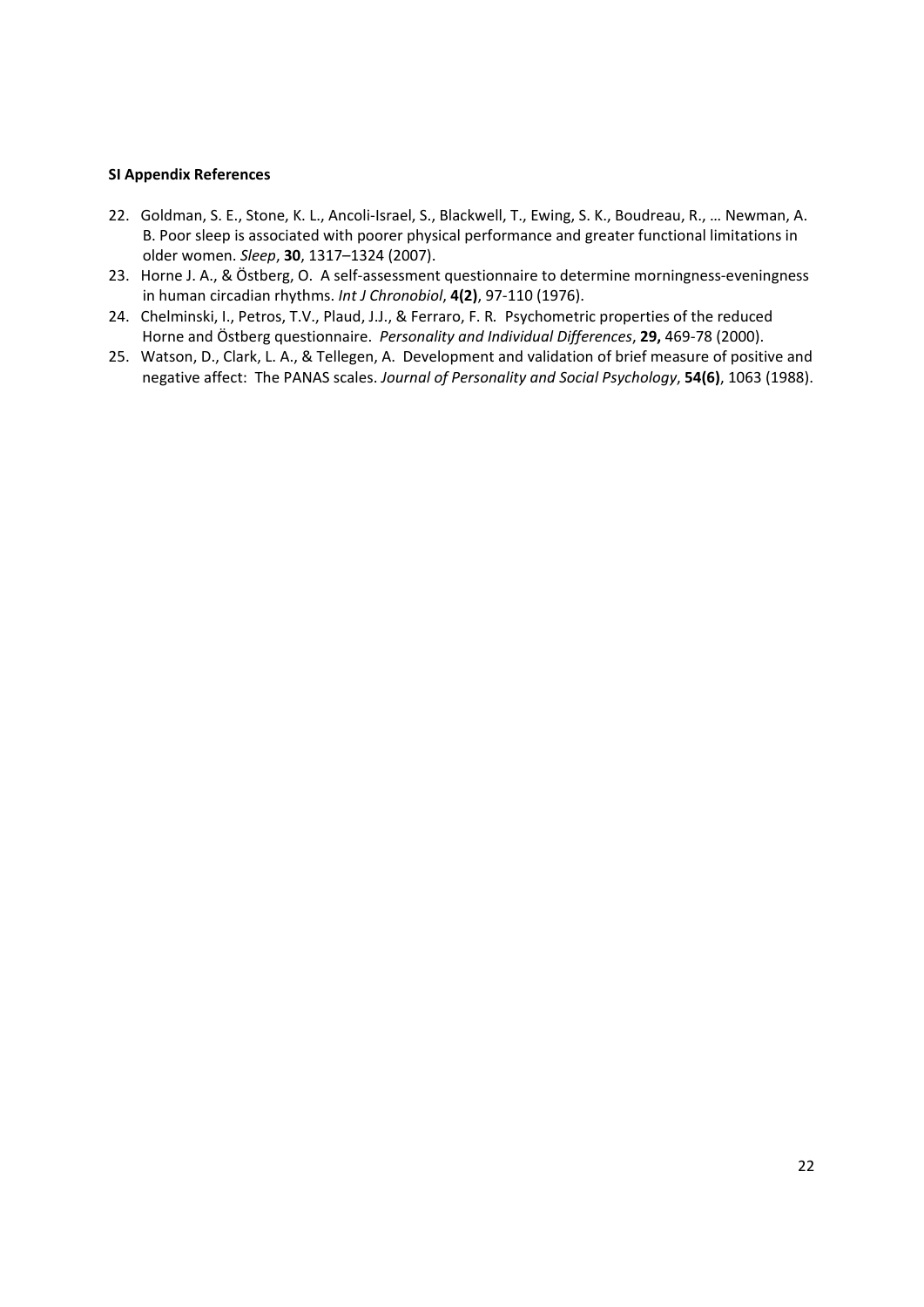**SI Appendix References**

22. Goldman, S. E., Stone, K. L., Ancoli-Israel, S., Blackwell, T., Ewing, S. K., Boudreau, R., … Newman, A. B. Poor sleep is associated with poorer physical performance and greater functional limitations in older women. *Sleep*, **30**, 1317–1324 (2007).
23. Horne J. A., & Östberg, O. A self-assessment questionnaire to determine morningness-eveningness in human circadian rhythms. *Int J Chronobiol*, **4(2)**, 97-110 (1976).
24. Chelminski, I., Petros, T.V., Plaud, J.J., & Ferraro, F. R. Psychometric properties of the reduced Horne and Östberg questionnaire. *Personality and Individual Differences*, **29,** 469-78 (2000).
25. Watson, D., Clark, L. A., & Tellegen, A. Development and validation of brief measure of positive and negative affect: The PANAS scales. *Journal of Personality and Social Psychology*, **54(6)**, 1063 (1988).